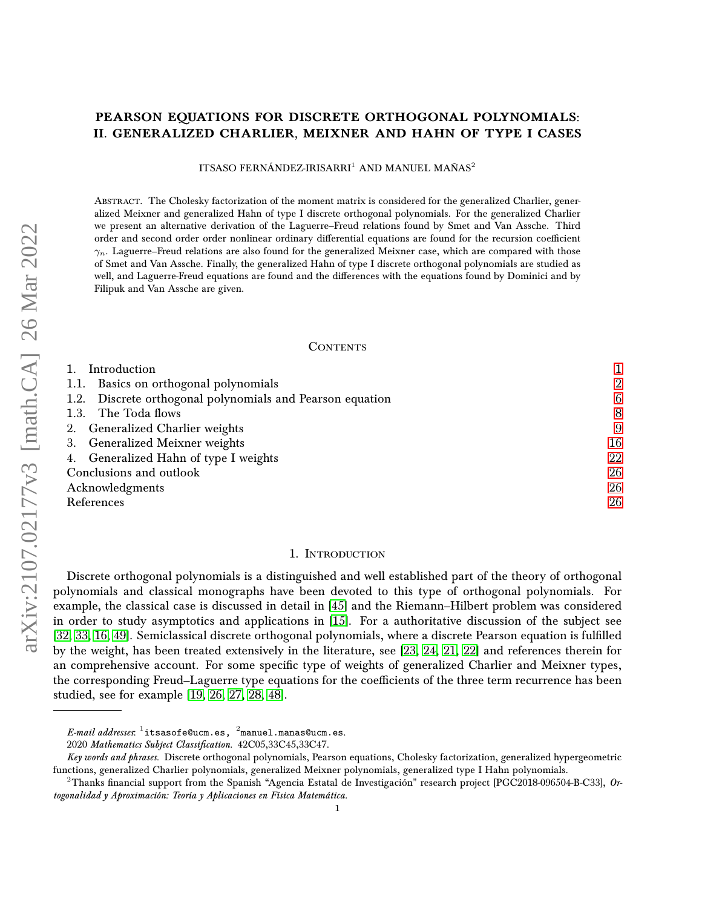# PEARSON EQUATIONS FOR DISCRETE ORTHOGONAL POLYNOMIALS: II. GENERALIZED CHARLIER, MEIXNER AND HAHN OF TYPE I CASES

ITSASO FERNÁNDEZ-IRISARRI[1] AND MANUEL MAÑAS[2]

Abstract. The Cholesky factorization of the moment matrix is considered for the generalized Charlier, generalized Meixner and generalized Hahn of type I discrete orthogonal polynomials. For the generalized Charlier we present an alternative derivation of the Laguerre–Freud relations found by Smet and Van Assche. Third order and second order order nonlinear ordinary differential equations are found for the recursion coefficient $\gamma_n$. Laguerre–Freud relations are also found for the generalized Meixner case, which are compared with those of Smet and Van Assche. Finally, the generalized Hahn of type I discrete orthogonal polynomials are studied as well, and Laguerre-Freud equations are found and the differences with the equations found by Dominici and by Filipuk and Van Assche are given.

## Contents

1. Introduction — 1
1.1. Basics on orthogonal polynomials — 2
1.2. Discrete orthogonal polynomials and Pearson equation — 6
1.3. The Toda flows — 8
2. Generalized Charlier weights — 9
3. Generalized Meixner weights — 16
4. Generalized Hahn of type I weights — 22
Conclusions and outlook — 26
Acknowledgments — 26
References — 26

## 1. Introduction

Discrete orthogonal polynomials is a distinguished and well established part of the theory of orthogonal polynomials and classical monographs have been devoted to this type of orthogonal polynomials. For example, the classical case is discussed in detail in [45] and the Riemann–Hilbert problem was considered in order to study asymptotics and applications in [15]. For a authoritative discussion of the subject see [32, 33, 16, 49]. Semiclassical discrete orthogonal polynomials, where a discrete Pearson equation is fulfilled by the weight, has been treated extensively in the literature, see [23, 24, 21, 22] and references therein for an comprehensive account. For some specific type of weights of generalized Charlier and Meixner types, the corresponding Freud–Laguerre type equations for the coefficients of the three term recurrence has been studied, see for example [19, 26, 27, 28, 48].

---

*E-mail addresses*: [1]itsasofe@ucm.es, [2]manuel.manas@ucm.es.

2020 *Mathematics Subject Classification.* 42C05,33C45,33C47.

*Key words and phrases.* Discrete orthogonal polynomials, Pearson equations, Cholesky factorization, generalized hypergeometric functions, generalized Charlier polynomials, generalized Meixner polynomials, generalized type I Hahn polynomials.

[2]Thanks financial support from the Spanish "Agencia Estatal de Investigación" research project [PGC2018-096504-B-C33], *Ortogonalidad y Aproximación: Teoría y Aplicaciones en Física Matemática*.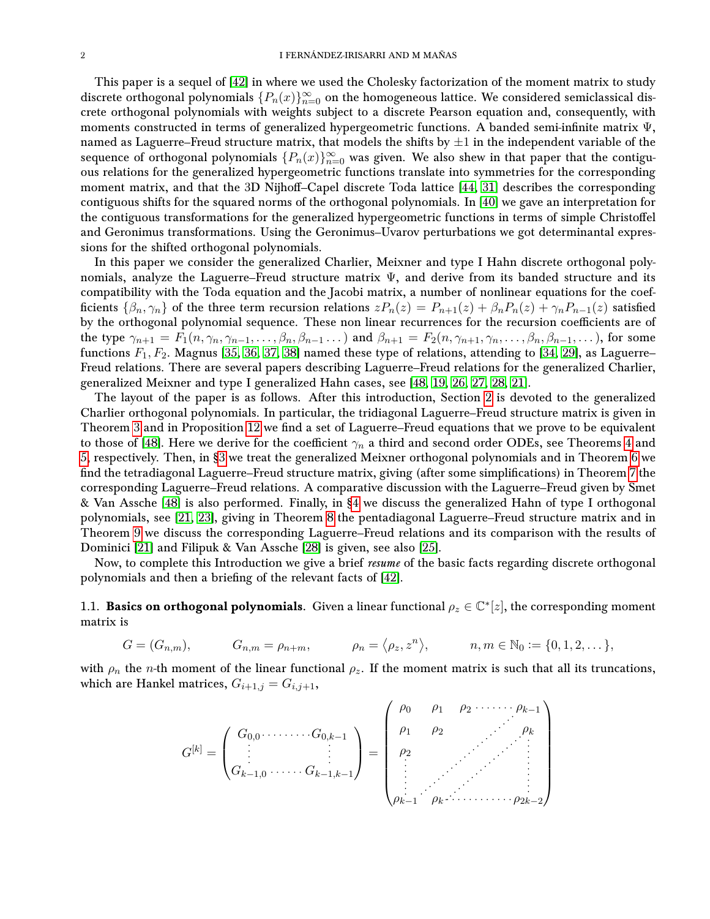This paper is a sequel of [42] in where we used the Cholesky factorization of the moment matrix to study discrete orthogonal polynomials $\{P_n(x)\}_{n=0}^{\infty}$ on the homogeneous lattice. We considered semiclassical discrete orthogonal polynomials with weights subject to a discrete Pearson equation and, consequently, with moments constructed in terms of generalized hypergeometric functions. A banded semi-infinite matrix $\Psi$, named as Laguerre–Freud structure matrix, that models the shifts by $\pm 1$ in the independent variable of the sequence of orthogonal polynomials $\{P_n(x)\}_{n=0}^{\infty}$ was given. We also shew in that paper that the contiguous relations for the generalized hypergeometric functions translate into symmetries for the corresponding moment matrix, and that the 3D Nijhoff–Capel discrete Toda lattice [44, 31] describes the corresponding contiguous shifts for the squared norms of the orthogonal polynomials. In [40] we gave an interpretation for the contiguous transformations for the generalized hypergeometric functions in terms of simple Christoffel and Geronimus transformations. Using the Geronimus–Uvarov perturbations we got determinantal expressions for the shifted orthogonal polynomials.

In this paper we consider the generalized Charlier, Meixner and type I Hahn discrete orthogonal polynomials, analyze the Laguerre–Freud structure matrix $\Psi$, and derive from its banded structure and its compatibility with the Toda equation and the Jacobi matrix, a number of nonlinear equations for the coefficients $\{\beta_n, \gamma_n\}$ of the three term recursion relations $zP_n(z) = P_{n+1}(z) + \beta_n P_n(z) + \gamma_n P_{n-1}(z)$ satisfied by the orthogonal polynomial sequence. These non linear recurrences for the recursion coefficients are of the type $\gamma_{n+1} = F_1(n, \gamma_n, \gamma_{n-1}, \dots, \beta_n, \beta_{n-1} \dots)$ and $\beta_{n+1} = F_2(n, \gamma_{n+1}, \gamma_n, \dots, \beta_n, \beta_{n-1}, \dots)$, for some functions $F_1, F_2$. Magnus [35, 36, 37, 38] named these type of relations, attending to [34, 29], as Laguerre–Freud relations. There are several papers describing Laguerre–Freud relations for the generalized Charlier, generalized Meixner and type I generalized Hahn cases, see [48, 19, 26, 27, 28, 21].

The layout of the paper is as follows. After this introduction, Section 2 is devoted to the generalized Charlier orthogonal polynomials. In particular, the tridiagonal Laguerre–Freud structure matrix is given in Theorem 3 and in Proposition 12 we find a set of Laguerre–Freud equations that we prove to be equivalent to those of [48]. Here we derive for the coefficient $\gamma_n$ a third and second order ODEs, see Theorems 4 and 5, respectively. Then, in §3 we treat the generalized Meixner orthogonal polynomials and in Theorem 6 we find the tetradiagonal Laguerre–Freud structure matrix, giving (after some simplifications) in Theorem 7 the corresponding Laguerre–Freud relations. A comparative discussion with the Laguerre–Freud given by Smet & Van Assche [48] is also performed. Finally, in §4 we discuss the generalized Hahn of type I orthogonal polynomials, see [21, 23], giving in Theorem 8 the pentadiagonal Laguerre–Freud structure matrix and in Theorem 9 we discuss the corresponding Laguerre–Freud relations and its comparison with the results of Dominici [21] and Filipuk & Van Assche [28] is given, see also [25].

Now, to complete this Introduction we give a brief *resume* of the basic facts regarding discrete orthogonal polynomials and then a briefing of the relevant facts of [42].

### 1.1. Basics on orthogonal polynomials.

Given a linear functional $\rho_z \in \mathbb{C}^*[z]$, the corresponding moment matrix is

$$G = (G_{n,m}), \qquad G_{n,m} = \rho_{n+m}, \qquad \rho_n = \langle \rho_z, z^n \rangle, \qquad n, m \in \mathbb{N}_0 := \{0, 1, 2, \dots\},$$

with $\rho_n$ the $n$-th moment of the linear functional $\rho_z$. If the moment matrix is such that all its truncations, which are Hankel matrices, $G_{i+1,j} = G_{i,j+1}$,

$$G^{[k]} = \begin{pmatrix} G_{0,0} & \cdots & G_{0,k-1} \\ \vdots & & \vdots \\ G_{k-1,0} & \cdots & G_{k-1,k-1} \end{pmatrix} = \begin{pmatrix} \rho_0 & \rho_1 & \rho_2 & \cdots & \rho_{k-1} \\ \rho_1 & \rho_2 & & & \rho_k \\ \rho_2 & & & & \vdots \\ \vdots & & & & \vdots \\ \rho_{k-1} & \rho_k & \cdots & \cdots & \rho_{2k-2} \end{pmatrix}$$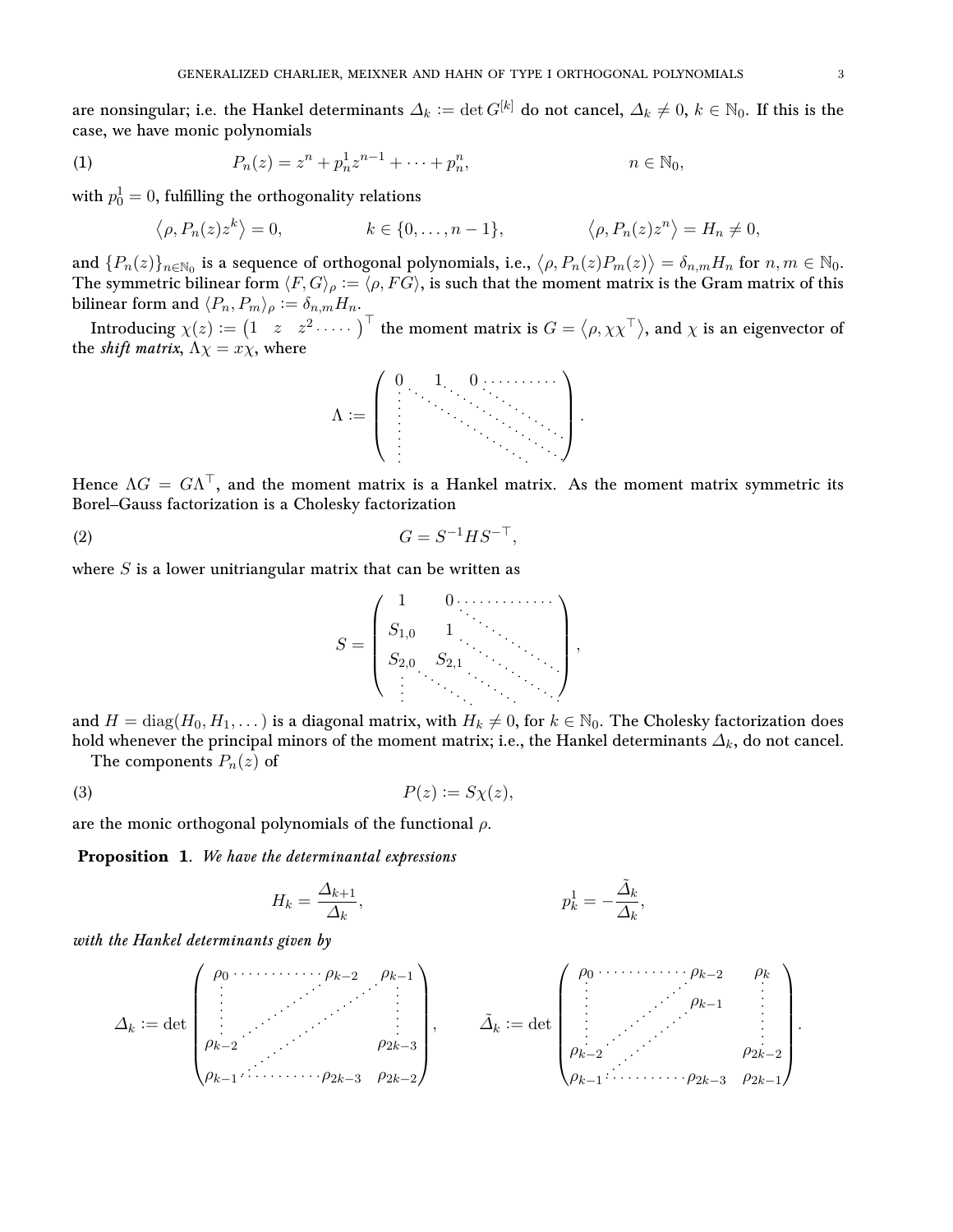are nonsingular; i.e. the Hankel determinants $\varDelta_k := \det G^{[k]}$ do not cancel, $\varDelta_k \neq 0$, $k \in \mathbb{N}_0$. If this is the case, we have monic polynomials

$$P_n(z) = z^n + p^1_n z^{n-1} + \cdots + p^n_n, \qquad n \in \mathbb{N}_0, \tag{1}$$

with $p^1_0 = 0$, fulfilling the orthogonality relations

$$\langle \rho, P_n(z) z^k \rangle = 0, \qquad k \in \{0, \dots, n-1\}, \qquad \langle \rho, P_n(z) z^n \rangle = H_n \neq 0,$$

and $\{P_n(z)\}_{n\in\mathbb{N}_0}$ is a sequence of orthogonal polynomials, i.e., $\langle \rho, P_n(z) P_m(z) \rangle = \delta_{n,m} H_n$ for $n, m \in \mathbb{N}_0$. The symmetric bilinear form $\langle F, G \rangle_\rho := \langle \rho, FG \rangle$, is such that the moment matrix is the Gram matrix of this bilinear form and $\langle P_n, P_m \rangle_\rho := \delta_{n,m} H_n$.

Introducing $\chi(z) := \begin{pmatrix} 1 & z & z^2 \cdots \end{pmatrix}^\top$ the moment matrix is $G = \langle \rho, \chi\chi^\top \rangle$, and $\chi$ is an eigenvector of the *shift matrix*, $\Lambda\chi = x\chi$, where

$$\Lambda := \begin{pmatrix} 0 & 1 & 0 & \cdots & \cdots \\ \vdots & \ddots & \ddots & \ddots & \\ \vdots & & \ddots & \ddots & \ddots \\ \vdots & & & \ddots & \ddots \end{pmatrix}.$$

Hence $\Lambda G = G \Lambda^\top$, and the moment matrix is a Hankel matrix. As the moment matrix symmetric its Borel–Gauss factorization is a Cholesky factorization

$$G = S^{-1} H S^{-\top}, \tag{2}$$

where $S$ is a lower unitriangular matrix that can be written as

$$S = \begin{pmatrix} 1 & 0 & \cdots & \cdots \\ S_{1,0} & 1 & \ddots & \\ S_{2,0} & S_{2,1} & \ddots & \ddots \\ \vdots & \ddots & \ddots & \ddots \end{pmatrix},$$

and $H = \operatorname{diag}(H_0, H_1, \dots)$ is a diagonal matrix, with $H_k \neq 0$, for $k \in \mathbb{N}_0$. The Cholesky factorization does hold whenever the principal minors of the moment matrix; i.e., the Hankel determinants $\varDelta_k$, do not cancel.

The components $P_n(z)$ of

$$P(z) := S\chi(z), \tag{3}$$

are the monic orthogonal polynomials of the functional $\rho$.

**Proposition 1**. *We have the determinantal expressions*

$$H_k = \frac{\varDelta_{k+1}}{\varDelta_k}, \qquad p^1_k = -\frac{\tilde{\varDelta}_k}{\varDelta_k},$$

*with the Hankel determinants given by*

$$\varDelta_k := \det \begin{pmatrix} \rho_0 & \cdots & \rho_{k-2} & \rho_{k-1} \\ \vdots & & & \vdots \\ \rho_{k-2} & & & \rho_{2k-3} \\ \rho_{k-1} & \cdots & \rho_{2k-3} & \rho_{2k-2} \end{pmatrix}, \qquad \tilde{\varDelta}_k := \det \begin{pmatrix} \rho_0 & \cdots & \rho_{k-2} & \rho_k \\ \vdots & & \rho_{k-1} & \vdots \\ \rho_{k-2} & & & \rho_{2k-2} \\ \rho_{k-1} & \cdots & \rho_{2k-3} & \rho_{2k-1} \end{pmatrix}.$$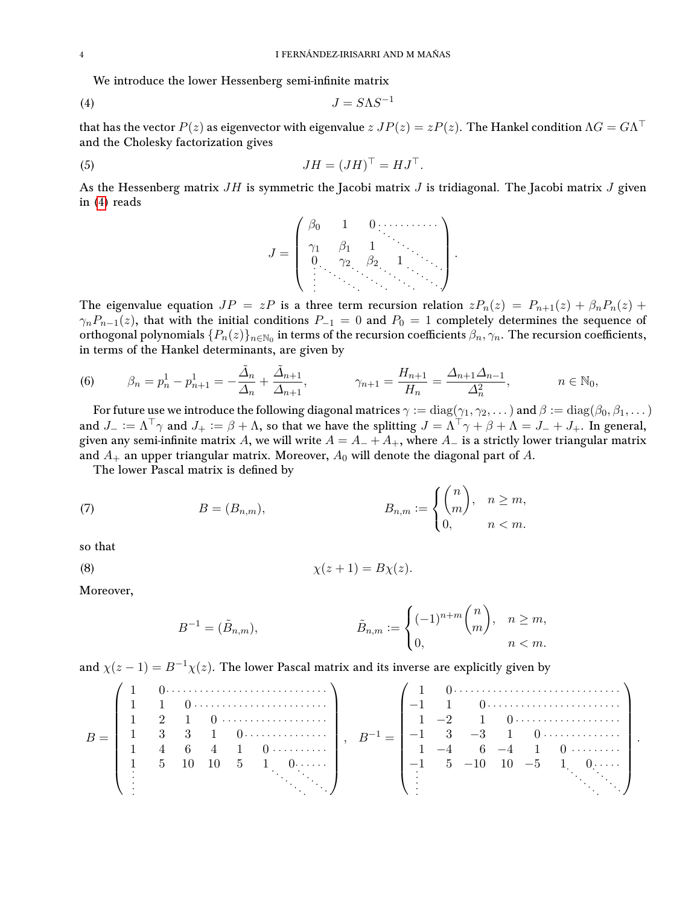We introduce the lower Hessenberg semi-infinite matrix

$$J = S\Lambda S^{-1} \tag{4}$$

that has the vector $P(z)$ as eigenvector with eigenvalue $z$ $JP(z) = zP(z)$. The Hankel condition $\Lambda G = G\Lambda^\top$ and the Cholesky factorization gives

$$JH = (JH)^\top = HJ^\top. \tag{5}$$

As the Hessenberg matrix $JH$ is symmetric the Jacobi matrix $J$ is tridiagonal. The Jacobi matrix $J$ given in (4) reads

$$J = \begin{pmatrix} \beta_0 & 1 & 0 & \cdots & \\ \gamma_1 & \beta_1 & 1 & \ddots & \\ 0 & \gamma_2 & \beta_2 & 1 & \ddots \\ \vdots & \ddots & \ddots & \ddots & \ddots \end{pmatrix}.$$

The eigenvalue equation $JP = zP$ is a three term recursion relation $zP_n(z) = P_{n+1}(z) + \beta_n P_n(z) + \gamma_n P_{n-1}(z)$, that with the initial conditions $P_{-1} = 0$ and $P_0 = 1$ completely determines the sequence of orthogonal polynomials $\{P_n(z)\}_{n\in\mathbb{N}_0}$ in terms of the recursion coefficients $\beta_n, \gamma_n$. The recursion coefficients, in terms of the Hankel determinants, are given by

$$\beta_n = p^1_n - p^1_{n+1} = -\frac{\tilde{\Delta}_n}{\Delta_n} + \frac{\tilde{\Delta}_{n+1}}{\Delta_{n+1}}, \qquad \gamma_{n+1} = \frac{H_{n+1}}{H_n} = \frac{\Delta_{n+1}\Delta_{n-1}}{\Delta_n^2}, \qquad n \in \mathbb{N}_0, \tag{6}$$

For future use we introduce the following diagonal matrices $\gamma := \operatorname{diag}(\gamma_1, \gamma_2, \dots)$ and $\beta := \operatorname{diag}(\beta_0, \beta_1, \dots)$ and $J_- := \Lambda^\top \gamma$ and $J_+ := \beta + \Lambda$, so that we have the splitting $J = \Lambda^\top\gamma + \beta + \Lambda = J_- + J_+$. In general, given any semi-infinite matrix $A$, we will write $A = A_- + A_+$, where $A_-$ is a strictly lower triangular matrix and $A_+$ an upper triangular matrix. Moreover, $A_0$ will denote the diagonal part of $A$.

The lower Pascal matrix is defined by

$$B = (B_{n,m}), \qquad B_{n,m} := \begin{cases} \dbinom{n}{m}, & n \geq m, \\ 0, & n < m. \end{cases} \tag{7}$$

so that

$$\chi(z+1) = B\chi(z). \tag{8}$$

Moreover,

$$B^{-1} = (\tilde{B}_{n,m}), \qquad \tilde{B}_{n,m} := \begin{cases} (-1)^{n+m}\dbinom{n}{m}, & n \geq m, \\ 0, & n < m. \end{cases}$$

and $\chi(z-1) = B^{-1}\chi(z)$. The lower Pascal matrix and its inverse are explicitly given by

$$B = \begin{pmatrix} 1 & 0 & \cdots & & & & \\ 1 & 1 & 0 & \cdots & & & \\ 1 & 2 & 1 & 0 & \cdots & & \\ 1 & 3 & 3 & 1 & 0 & \cdots & \\ 1 & 4 & 6 & 4 & 1 & 0 & \cdots \\ 1 & 5 & 10 & 10 & 5 & 1 & 0 \; \cdots \\ \vdots & & & & & \ddots & \ddots \end{pmatrix}, \quad B^{-1} = \begin{pmatrix} 1 & 0 & \cdots & & & & \\ -1 & 1 & 0 & \cdots & & & \\ 1 & -2 & 1 & 0 & \cdots & & \\ -1 & 3 & -3 & 1 & 0 & \cdots & \\ 1 & -4 & 6 & -4 & 1 & 0 & \cdots \\ -1 & 5 & -10 & 10 & -5 & 1 & 0 \; \cdots \\ \vdots & & & & & \ddots & \ddots \end{pmatrix}.$$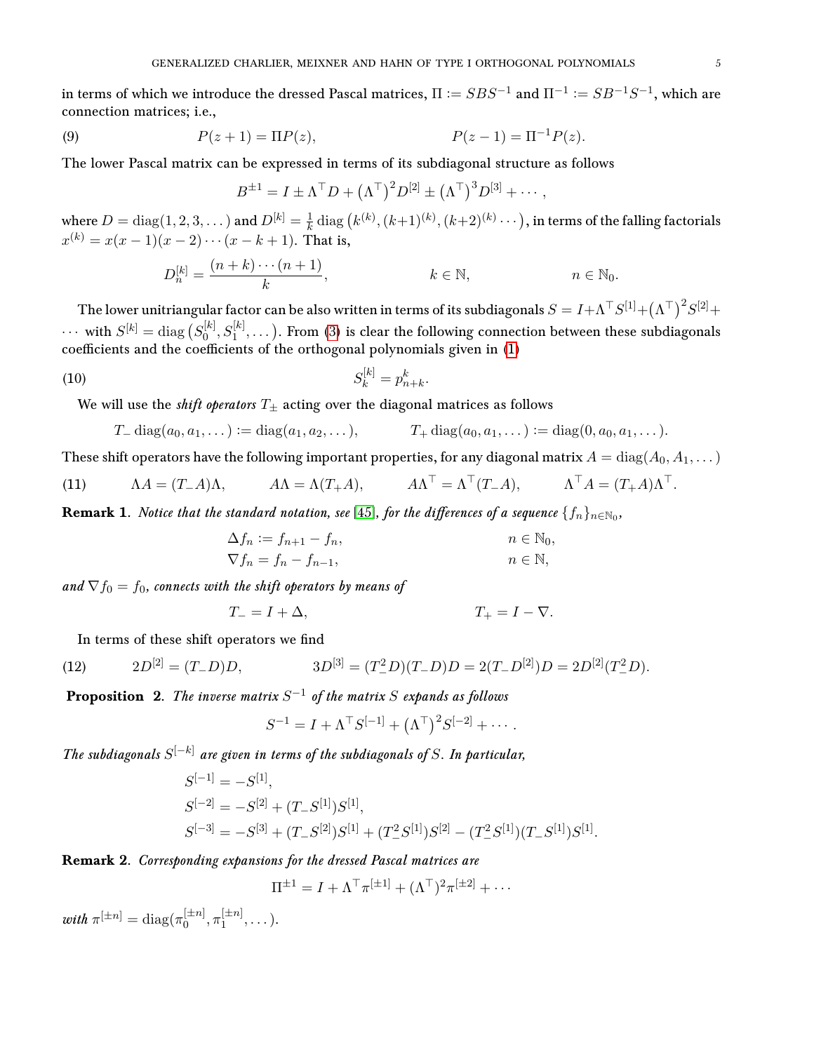in terms of which we introduce the dressed Pascal matrices, $\Pi := SBS^{-1}$ and $\Pi^{-1} := SB^{-1}S^{-1}$, which are connection matrices; i.e.,

$$
P(z+1) = \Pi P(z), \qquad\qquad P(z-1) = \Pi^{-1} P(z). \tag{9}
$$

The lower Pascal matrix can be expressed in terms of its subdiagonal structure as follows

$$
B^{\pm 1} = I \pm \Lambda^\top D + \left(\Lambda^\top\right)^2 D^{[2]} \pm \left(\Lambda^\top\right)^3 D^{[3]} + \cdots,
$$

where $D = \operatorname{diag}(1,2,3,\dots)$ and $D^{[k]} = \frac{1}{k}\operatorname{diag}\left(k^{(k)}, (k+1)^{(k)}, (k+2)^{(k)}\cdots\right)$, in terms of the falling factorials $x^{(k)} = x(x-1)(x-2)\cdots(x-k+1)$. That is,

$$
D^{[k]}_n = \frac{(n+k)\cdots(n+1)}{k}, \qquad\qquad k \in \mathbb{N}, \qquad\qquad n \in \mathbb{N}_0.
$$

The lower unitriangular factor can be also written in terms of its subdiagonals $S = I + \Lambda^\top S^{[1]} + \left(\Lambda^\top\right)^2 S^{[2]} + \cdots$ with $S^{[k]} = \operatorname{diag}\left(S^{[k]}_0, S^{[k]}_1, \dots\right)$. From (3) is clear the following connection between these subdiagonals coefficients and the coefficients of the orthogonal polynomials given in (1)

$$
S^{[k]}_k = p^k_{n+k}. \tag{10}
$$

We will use the *shift operators* $T_\pm$ acting over the diagonal matrices as follows

$$
T_- \operatorname{diag}(a_0, a_1, \dots) := \operatorname{diag}(a_1, a_2, \dots), \qquad T_+ \operatorname{diag}(a_0, a_1, \dots) := \operatorname{diag}(0, a_0, a_1, \dots).
$$

These shift operators have the following important properties, for any diagonal matrix $A = \operatorname{diag}(A_0, A_1, \dots)$

$$
\Lambda A = (T_- A)\Lambda, \qquad A\Lambda = \Lambda(T_+ A), \qquad A\Lambda^\top = \Lambda^\top (T_- A), \qquad \Lambda^\top A = (T_+ A)\Lambda^\top. \tag{11}
$$

**Remark 1**. *Notice that the standard notation, see [45], for the differences of a sequence $\{f_n\}_{n\in\mathbb{N}_0}$,*

$$
\begin{aligned}
\Delta f_n &:= f_{n+1} - f_n, && n \in \mathbb{N}_0,\\
\nabla f_n &= f_n - f_{n-1}, && n \in \mathbb{N},
\end{aligned}
$$

*and $\nabla f_0 = f_0$, connects with the shift operators by means of*

$$
T_- = I + \Delta, \qquad\qquad T_+ = I - \nabla.
$$

In terms of these shift operators we find

$$
2D^{[2]} = (T_- D)D, \qquad 3D^{[3]} = (T_-^2 D)(T_- D)D = 2(T_- D^{[2]})D = 2D^{[2]}(T_-^2 D). \tag{12}
$$

**Proposition 2**. *The inverse matrix $S^{-1}$ of the matrix $S$ expands as follows*

$$
S^{-1} = I + \Lambda^\top S^{[-1]} + \left(\Lambda^\top\right)^2 S^{[-2]} + \cdots.
$$

*The subdiagonals $S^{[-k]}$ are given in terms of the subdiagonals of $S$. In particular,*

$$
\begin{aligned}
S^{[-1]} &= -S^{[1]},\\
S^{[-2]} &= -S^{[2]} + (T_- S^{[1]})S^{[1]},\\
S^{[-3]} &= -S^{[3]} + (T_- S^{[2]})S^{[1]} + (T_-^2 S^{[1]})S^{[2]} - (T_-^2 S^{[1]})(T_- S^{[1]})S^{[1]}.
\end{aligned}
$$

**Remark 2**. *Corresponding expansions for the dressed Pascal matrices are*

$$
\Pi^{\pm 1} = I + \Lambda^\top \pi^{[\pm 1]} + (\Lambda^\top)^2 \pi^{[\pm 2]} + \cdots
$$

*with $\pi^{[\pm n]} = \operatorname{diag}(\pi^{[\pm n]}_0, \pi^{[\pm n]}_1, \dots)$.*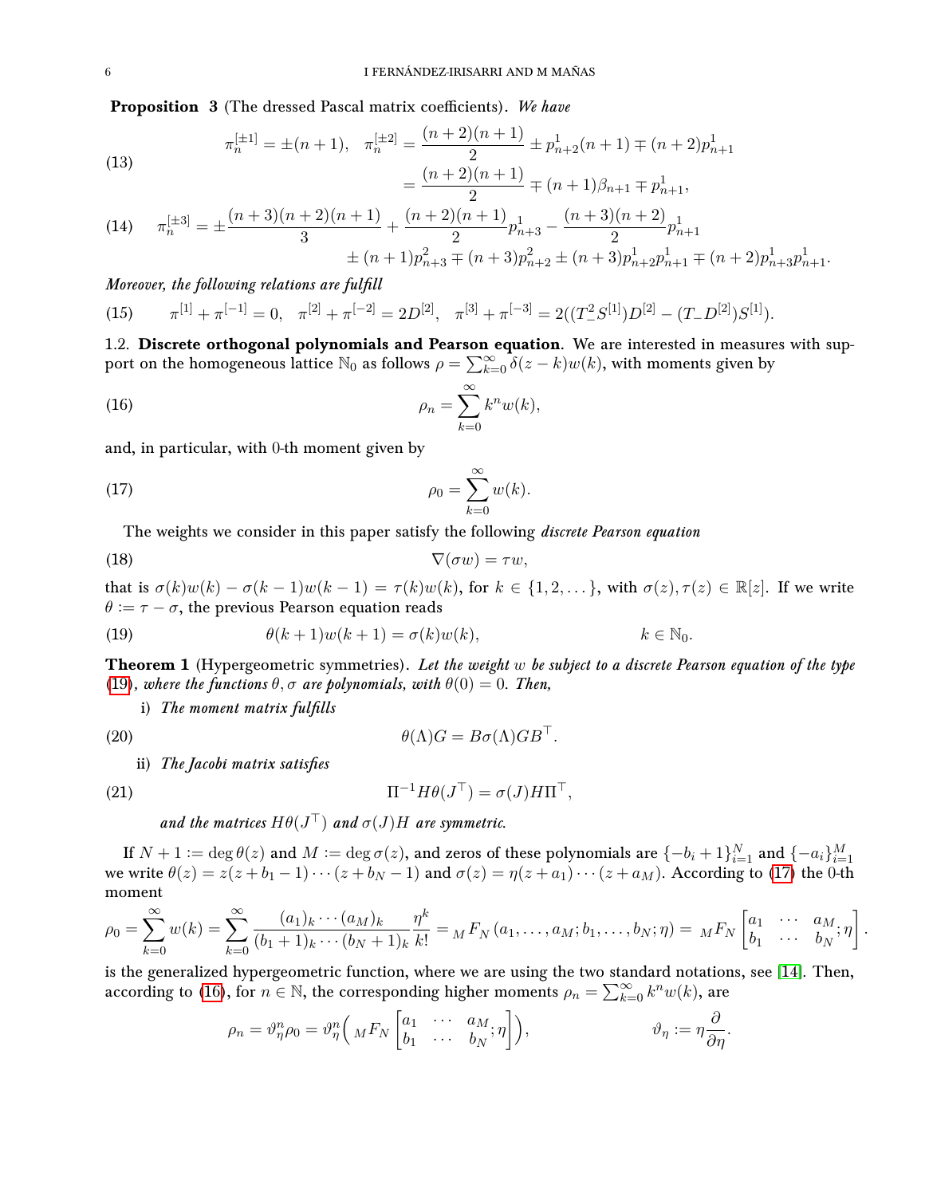**Proposition 3** (The dressed Pascal matrix coefficients). *We have*

$$
\begin{aligned}
\pi_n^{[\pm 1]} &= \pm(n+1), \quad \pi_n^{[\pm 2]} = \frac{(n+2)(n+1)}{2} \pm p^1_{n+2}(n+1) \mp (n+2)p^1_{n+1} \\
&= \frac{(n+2)(n+1)}{2} \mp (n+1)\beta_{n+1} \mp p^1_{n+1},
\end{aligned}
\tag{13}
$$

$$
\begin{aligned}
\pi_n^{[\pm 3]} = \pm\frac{(n+3)(n+2)(n+1)}{3} + \frac{(n+2)(n+1)}{2}p^1_{n+3} - \frac{(n+3)(n+2)}{2}p^1_{n+1} \\
\pm (n+1)p^2_{n+3} \mp (n+3)p^2_{n+2} \pm (n+3)p^1_{n+2}p^1_{n+1} \mp (n+2)p^1_{n+3}p^1_{n+1}.
\end{aligned}
\tag{14}
$$

*Moreover, the following relations are fulfill*

$$
\pi^{[1]} + \pi^{[-1]} = 0, \quad \pi^{[2]} + \pi^{[-2]} = 2D^{[2]}, \quad \pi^{[3]} + \pi^{[-3]} = 2((T_-^2 S^{[1]})D^{[2]} - (T_- D^{[2]})S^{[1]}).
\tag{15}
$$

1.2. **Discrete orthogonal polynomials and Pearson equation**. We are interested in measures with support on the homogeneous lattice $\mathbb{N}_0$ as follows $\rho = \sum_{k=0}^{\infty} \delta(z-k)w(k)$, with moments given by

$$
\rho_n = \sum_{k=0}^{\infty} k^n w(k),
\tag{16}
$$

and, in particular, with 0-th moment given by

$$
\rho_0 = \sum_{k=0}^{\infty} w(k).
\tag{17}
$$

The weights we consider in this paper satisfy the following *discrete Pearson equation*

$$
\nabla(\sigma w) = \tau w,
\tag{18}
$$

that is $\sigma(k)w(k) - \sigma(k-1)w(k-1) = \tau(k)w(k)$, for $k \in \{1, 2, \dots\}$, with $\sigma(z), \tau(z) \in \mathbb{R}[z]$. If we write $\theta := \tau - \sigma$, the previous Pearson equation reads

$$
\theta(k+1)w(k+1) = \sigma(k)w(k), \qquad k \in \mathbb{N}_0.
\tag{19}
$$

**Theorem 1** (Hypergeometric symmetries). *Let the weight $w$ be subject to a discrete Pearson equation of the type (19), where the functions $\theta, \sigma$ are polynomials, with $\theta(0) = 0$. Then,*

i) *The moment matrix fulfills*

$$
\theta(\Lambda)G = B\sigma(\Lambda)GB^\top.
\tag{20}
$$

ii) *The Jacobi matrix satisfies*

$$
\Pi^{-1}H\theta(J^\top) = \sigma(J)H\Pi^\top,
\tag{21}
$$

*and the matrices $H\theta(J^\top)$ and $\sigma(J)H$ are symmetric.*

If $N+1 := \deg\theta(z)$ and $M := \deg\sigma(z)$, and zeros of these polynomials are $\{-b_i+1\}_{i=1}^N$ and $\{-a_i\}_{i=1}^M$ we write $\theta(z) = z(z+b_1-1)\cdots(z+b_N-1)$ and $\sigma(z) = \eta(z+a_1)\cdots(z+a_M)$. According to (17) the 0-th moment

$$
\rho_0 = \sum_{k=0}^{\infty} w(k) = \sum_{k=0}^{\infty} \frac{(a_1)_k \cdots (a_M)_k}{(b_1+1)_k \cdots (b_N+1)_k} \frac{\eta^k}{k!} = {}_MF_N\left(a_1, \dots, a_M; b_1, \dots, b_N; \eta\right) = {}_MF_N\left[\begin{matrix} a_1 & \cdots & a_M \\ b_1 & \cdots & b_N \end{matrix}; \eta\right].
$$

is the generalized hypergeometric function, where we are using the two standard notations, see [14]. Then, according to (16), for $n \in \mathbb{N}$, the corresponding higher moments $\rho_n = \sum_{k=0}^{\infty} k^n w(k)$, are

$$
\rho_n = \vartheta_\eta^n \rho_0 = \vartheta_\eta^n\Big({}_MF_N\left[\begin{matrix} a_1 & \cdots & a_M \\ b_1 & \cdots & b_N \end{matrix}; \eta\right]\Big), \qquad \vartheta_\eta := \eta\frac{\partial}{\partial\eta}.
$$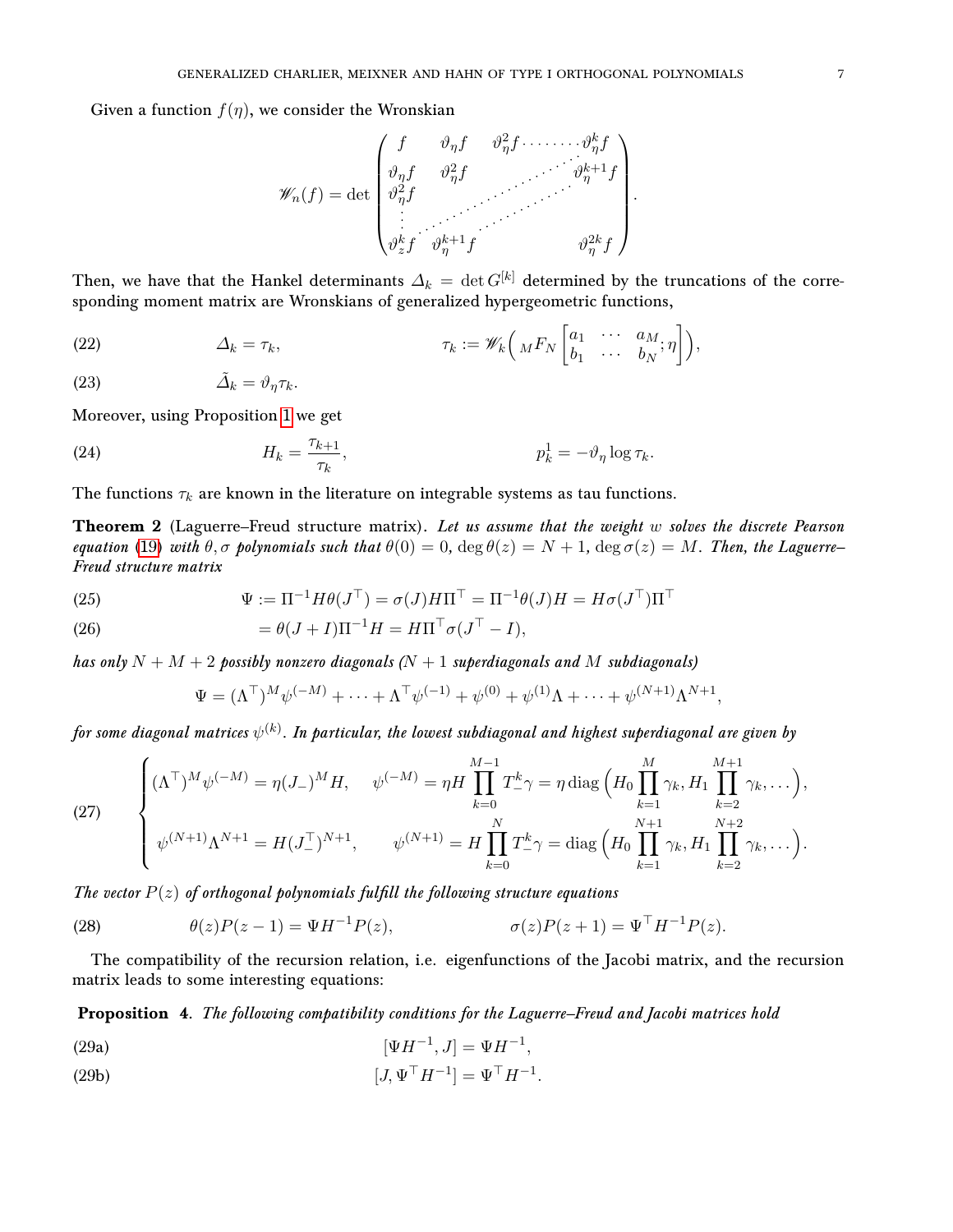Given a function $f(\eta)$, we consider the Wronskian

$$
\mathscr{W}_n(f)=\det\begin{pmatrix}
f & \vartheta_\eta f & \vartheta_\eta^2 f & \cdots & \vartheta_\eta^k f\\
\vartheta_\eta f & \vartheta_\eta^2 f & & & \vartheta_\eta^{k+1} f\\
\vartheta_\eta^2 f & & & & \\
\vdots & & & & \\
\vartheta_z^k f & \vartheta_\eta^{k+1} f & & & \vartheta_\eta^{2k} f
\end{pmatrix}.
$$

Then, we have that the Hankel determinants $\varDelta_k=\det G^{[k]}$ determined by the truncations of the corresponding moment matrix are Wronskians of generalized hypergeometric functions,

$$
\varDelta_k=\tau_k, \qquad \tau_k:=\mathscr{W}_k\Big({}_MF_N\begin{bmatrix}a_1 & \cdots & a_M\\ b_1 & \cdots & b_N\end{bmatrix};\eta\Big), \tag{22}
$$

$$
\tilde{\varDelta}_k=\vartheta_\eta\tau_k. \tag{23}
$$

Moreover, using Proposition 1 we get

$$
H_k=\frac{\tau_{k+1}}{\tau_k}, \qquad p^1_k=-\vartheta_\eta\log\tau_k. \tag{24}
$$

The functions $\tau_k$ are known in the literature on integrable systems as tau functions.

**Theorem 2** (Laguerre–Freud structure matrix). *Let us assume that the weight $w$ solves the discrete Pearson equation (19) with $\theta,\sigma$ polynomials such that $\theta(0)=0$, $\deg\theta(z)=N+1$, $\deg\sigma(z)=M$. Then, the Laguerre–Freud structure matrix*

$$
\Psi:=\Pi^{-1}H\theta(J^\top)=\sigma(J)H\Pi^\top=\Pi^{-1}\theta(J)H=H\sigma(J^\top)\Pi^\top \tag{25}
$$

$$
=\theta(J+I)\Pi^{-1}H=H\Pi^\top\sigma(J^\top-I), \tag{26}
$$

*has only $N+M+2$ possibly nonzero diagonals ($N+1$ superdiagonals and $M$ subdiagonals)*

$$
\Psi=(\Lambda^\top)^M\psi^{(-M)}+\cdots+\Lambda^\top\psi^{(-1)}+\psi^{(0)}+\psi^{(1)}\Lambda+\cdots+\psi^{(N+1)}\Lambda^{N+1},
$$

*for some diagonal matrices $\psi^{(k)}$. In particular, the lowest subdiagonal and highest superdiagonal are given by*

$$
\begin{cases}
(\Lambda^\top)^M\psi^{(-M)}=\eta(J_-)^MH, \quad \psi^{(-M)}=\eta H\displaystyle\prod_{k=0}^{M-1}T_-^k\gamma=\eta\operatorname{diag}\Big(H_0\prod_{k=1}^{M}\gamma_k,H_1\prod_{k=2}^{M+1}\gamma_k,\dots\Big),\\[2ex]
\psi^{(N+1)}\Lambda^{N+1}=H(J_-^\top)^{N+1}, \qquad \psi^{(N+1)}=H\displaystyle\prod_{k=0}^{N}T_-^k\gamma=\operatorname{diag}\Big(H_0\prod_{k=1}^{N+1}\gamma_k,H_1\prod_{k=2}^{N+2}\gamma_k,\dots\Big).
\end{cases} \tag{27}
$$

*The vector $P(z)$ of orthogonal polynomials fulfill the following structure equations*

$$
\theta(z)P(z-1)=\Psi H^{-1}P(z), \qquad \sigma(z)P(z+1)=\Psi^\top H^{-1}P(z). \tag{28}
$$

The compatibility of the recursion relation, i.e. eigenfunctions of the Jacobi matrix, and the recursion matrix leads to some interesting equations:

**Proposition 4**. *The following compatibility conditions for the Laguerre–Freud and Jacobi matrices hold*

$$
[\Psi H^{-1},J]=\Psi H^{-1}, \tag{29a}
$$

$$
[J,\Psi^\top H^{-1}]=\Psi^\top H^{-1}. \tag{29b}
$$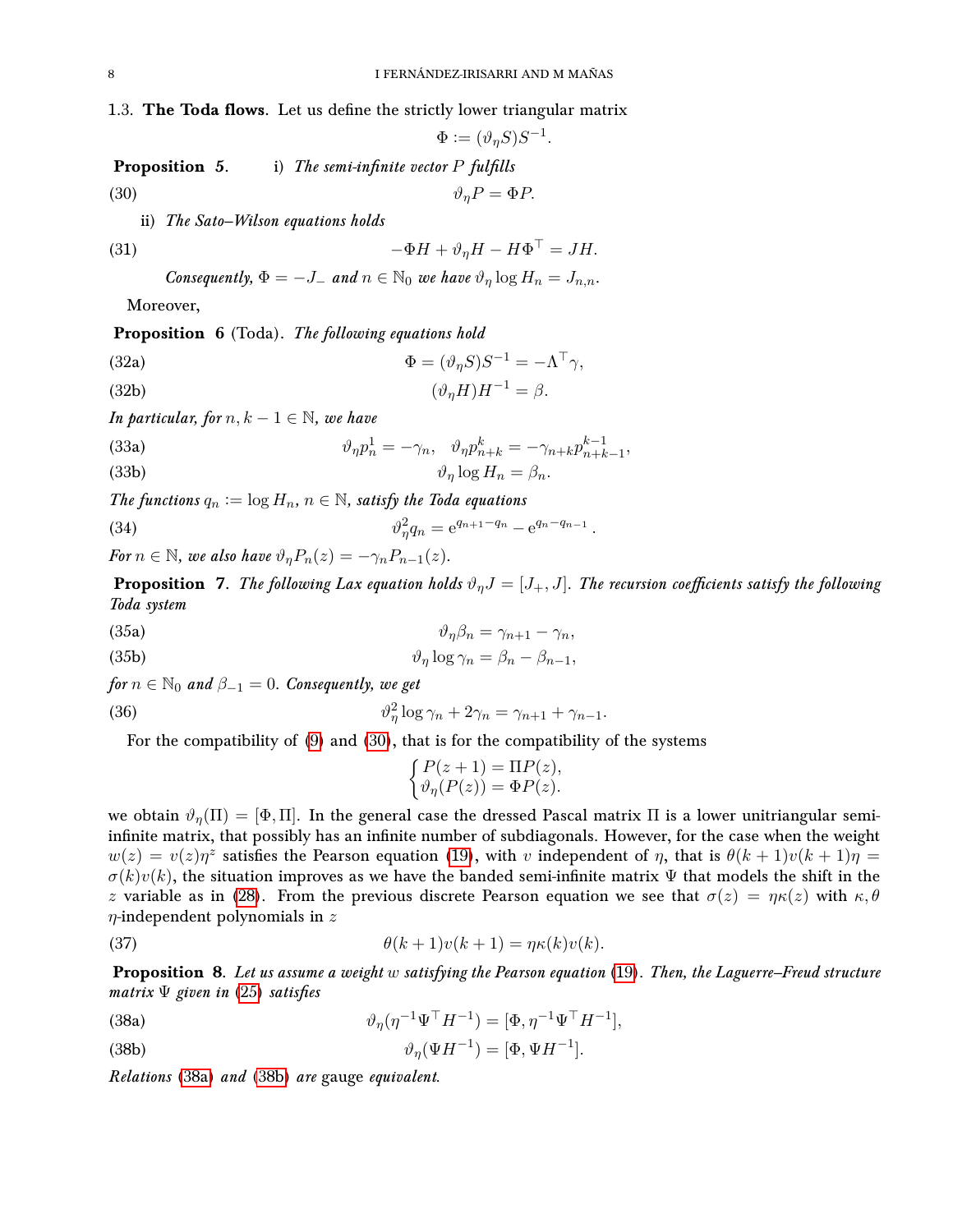### 1.3. **The Toda flows**. 

Let us define the strictly lower triangular matrix

$$\Phi := (\vartheta_\eta S)S^{-1}.$$

**Proposition 5.** i) *The semi-infinite vector $P$ fulfills*

$$\vartheta_\eta P = \Phi P. \tag{30}$$

ii) *The Sato–Wilson equations holds*

$$-\Phi H + \vartheta_\eta H - H\Phi^\top = JH. \tag{31}$$

*Consequently, $\Phi = -J_-$ and $n \in \mathbb{N}_0$ we have $\vartheta_\eta \log H_n = J_{n,n}$.*

Moreover,

**Proposition 6** (Toda). *The following equations hold*

$$\Phi = (\vartheta_\eta S)S^{-1} = -\Lambda^\top \gamma, \tag{32a}$$

$$(\vartheta_\eta H)H^{-1} = \beta. \tag{32b}$$

*In particular, for $n, k-1 \in \mathbb{N}$, we have*

$$\vartheta_\eta p^1_n = -\gamma_n, \quad \vartheta_\eta p^k_{n+k} = -\gamma_{n+k} p^{k-1}_{n+k-1}, \tag{33a}$$

$$\vartheta_\eta \log H_n = \beta_n. \tag{33b}$$

*The functions $q_n := \log H_n$, $n \in \mathbb{N}$, satisfy the Toda equations*

$$\vartheta^2_\eta q_n = \mathrm{e}^{q_{n+1}-q_n} - \mathrm{e}^{q_n - q_{n-1}}. \tag{34}$$

*For $n \in \mathbb{N}$, we also have $\vartheta_\eta P_n(z) = -\gamma_n P_{n-1}(z)$.*

**Proposition 7.** *The following Lax equation holds $\vartheta_\eta J = [J_+, J]$. The recursion coefficients satisfy the following Toda system*

$$\vartheta_\eta \beta_n = \gamma_{n+1} - \gamma_n, \tag{35a}$$

$$\vartheta_\eta \log \gamma_n = \beta_n - \beta_{n-1}, \tag{35b}$$

*for $n \in \mathbb{N}_0$ and $\beta_{-1} = 0$. Consequently, we get*

$$\vartheta^2_\eta \log \gamma_n + 2\gamma_n = \gamma_{n+1} + \gamma_{n-1}. \tag{36}$$

For the compatibility of (9) and (30), that is for the compatibility of the systems

$$\begin{cases} P(z+1) = \Pi P(z), \\ \vartheta_\eta(P(z)) = \Phi P(z). \end{cases}$$

we obtain $\vartheta_\eta(\Pi) = [\Phi, \Pi]$. In the general case the dressed Pascal matrix $\Pi$ is a lower unitriangular semi-infinite matrix, that possibly has an infinite number of subdiagonals. However, for the case when the weight $w(z) = v(z)\eta^z$ satisfies the Pearson equation (19), with $v$ independent of $\eta$, that is $\theta(k+1)v(k+1)\eta = \sigma(k)v(k)$, the situation improves as we have the banded semi-infinite matrix $\Psi$ that models the shift in the $z$ variable as in (28). From the previous discrete Pearson equation we see that $\sigma(z) = \eta\kappa(z)$ with $\kappa, \theta$ $\eta$-independent polynomials in $z$

$$\theta(k+1)v(k+1) = \eta\kappa(k)v(k). \tag{37}$$

**Proposition 8.** *Let us assume a weight $w$ satisfying the Pearson equation (19). Then, the Laguerre–Freud structure matrix $\Psi$ given in (25) satisfies*

$$\vartheta_\eta(\eta^{-1}\Psi^\top H^{-1}) = [\Phi, \eta^{-1}\Psi^\top H^{-1}], \tag{38a}$$

$$\vartheta_\eta(\Psi H^{-1}) = [\Phi, \Psi H^{-1}]. \tag{38b}$$

*Relations (38a) and (38b) are* gauge *equivalent.*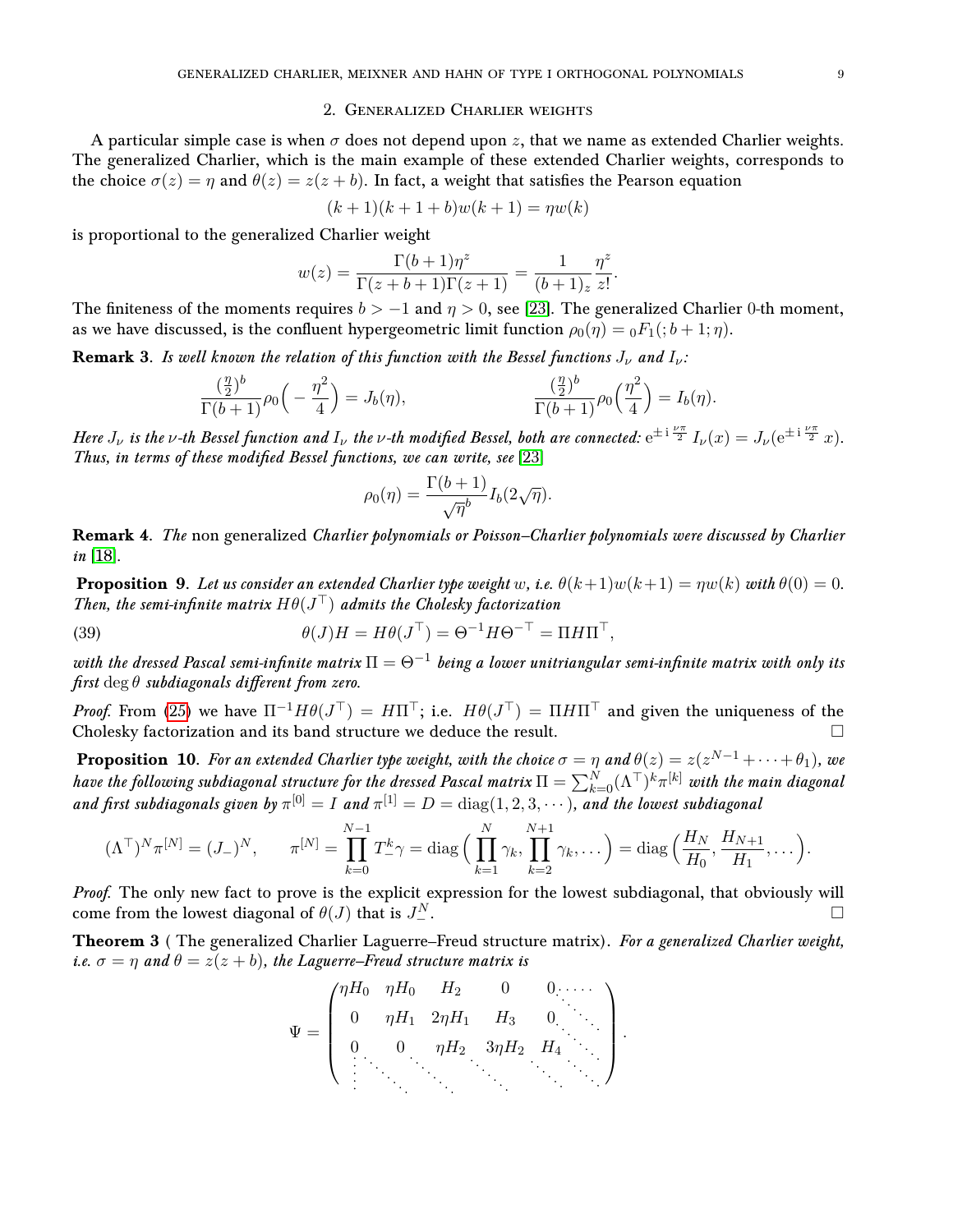## 2. Generalized Charlier weights

A particular simple case is when $\sigma$ does not depend upon $z$, that we name as extended Charlier weights. The generalized Charlier, which is the main example of these extended Charlier weights, corresponds to the choice $\sigma(z) = \eta$ and $\theta(z) = z(z+b)$. In fact, a weight that satisfies the Pearson equation

$$(k+1)(k+1+b)w(k+1) = \eta w(k)$$

is proportional to the generalized Charlier weight

$$w(z) = \frac{\Gamma(b+1)\eta^z}{\Gamma(z+b+1)\Gamma(z+1)} = \frac{1}{(b+1)_z}\frac{\eta^z}{z!}.$$

The finiteness of the moments requires $b > -1$ and $\eta > 0$, see [23]. The generalized Charlier 0-th moment, as we have discussed, is the confluent hypergeometric limit function $\rho_0(\eta) = {}_0F_1(;b+1;\eta)$.

**Remark 3**. *Is well known the relation of this function with the Bessel functions $J_\nu$ and $I_\nu$:*

$$\frac{(\frac{\eta}{2})^b}{\Gamma(b+1)}\rho_0\Big(-\frac{\eta^2}{4}\Big) = J_b(\eta), \qquad\qquad \frac{(\frac{\eta}{2})^b}{\Gamma(b+1)}\rho_0\Big(\frac{\eta^2}{4}\Big) = I_b(\eta).$$

*Here $J_\nu$ is the $\nu$-th Bessel function and $I_\nu$ the $\nu$-th modified Bessel, both are connected: $\mathrm{e}^{\pm\mathrm{i}\frac{\nu\pi}{2}} I_\nu(x) = J_\nu(\mathrm{e}^{\pm\mathrm{i}\frac{\nu\pi}{2}} x)$. Thus, in terms of these modified Bessel functions, we can write, see [23]*

$$\rho_0(\eta) = \frac{\Gamma(b+1)}{\sqrt{\eta}^b} I_b(2\sqrt{\eta}).$$

**Remark 4**. *The* non generalized *Charlier polynomials or Poisson–Charlier polynomials were discussed by Charlier in* [18].

**Proposition 9**. *Let us consider an extended Charlier type weight $w$, i.e. $\theta(k+1)w(k+1) = \eta w(k)$ with $\theta(0) = 0$. Then, the semi-infinite matrix $H\theta(J^\top)$ admits the Cholesky factorization*

$$\theta(J)H = H\theta(J^\top) = \Theta^{-1}H\Theta^{-\top} = \Pi H \Pi^\top, \tag{39}$$

*with the dressed Pascal semi-infinite matrix $\Pi = \Theta^{-1}$ being a lower unitriangular semi-infinite matrix with only its first $\deg\theta$ subdiagonals different from zero.*

*Proof.* From (25) we have $\Pi^{-1}H\theta(J^\top) = H\Pi^\top$; i.e. $H\theta(J^\top) = \Pi H \Pi^\top$ and given the uniqueness of the Cholesky factorization and its band structure we deduce the result. □

**Proposition 10**. *For an extended Charlier type weight, with the choice $\sigma = \eta$ and $\theta(z) = z(z^{N-1} + \cdots + \theta_1)$, we have the following subdiagonal structure for the dressed Pascal matrix $\Pi = \sum_{k=0}^N (\Lambda^\top)^k \pi^{[k]}$ with the main diagonal and first subdiagonals given by $\pi^{[0]} = I$ and $\pi^{[1]} = D = \operatorname{diag}(1,2,3,\cdots)$, and the lowest subdiagonal*

$$(\Lambda^\top)^N \pi^{[N]} = (J_-)^N, \qquad \pi^{[N]} = \prod_{k=0}^{N-1} T_-^k \gamma = \operatorname{diag}\Big(\prod_{k=1}^{N}\gamma_k, \prod_{k=2}^{N+1}\gamma_k, \dots\Big) = \operatorname{diag}\Big(\frac{H_N}{H_0}, \frac{H_{N+1}}{H_1}, \dots\Big).$$

*Proof.* The only new fact to prove is the explicit expression for the lowest subdiagonal, that obviously will come from the lowest diagonal of $\theta(J)$ that is $J_-^N$. □

**Theorem 3** ( The generalized Charlier Laguerre–Freud structure matrix). *For a generalized Charlier weight, i.e. $\sigma = \eta$ and $\theta = z(z+b)$, the Laguerre–Freud structure matrix is*

$$\Psi = \begin{pmatrix} \eta H_0 & \eta H_0 & H_2 & 0 & 0 & \cdots \\ 0 & \eta H_1 & 2\eta H_1 & H_3 & 0 & \ddots \\ 0 & 0 & \eta H_2 & 3\eta H_2 & H_4 & \ddots \\ \vdots & \ddots & \ddots & \ddots & \ddots & \ddots \end{pmatrix}.$$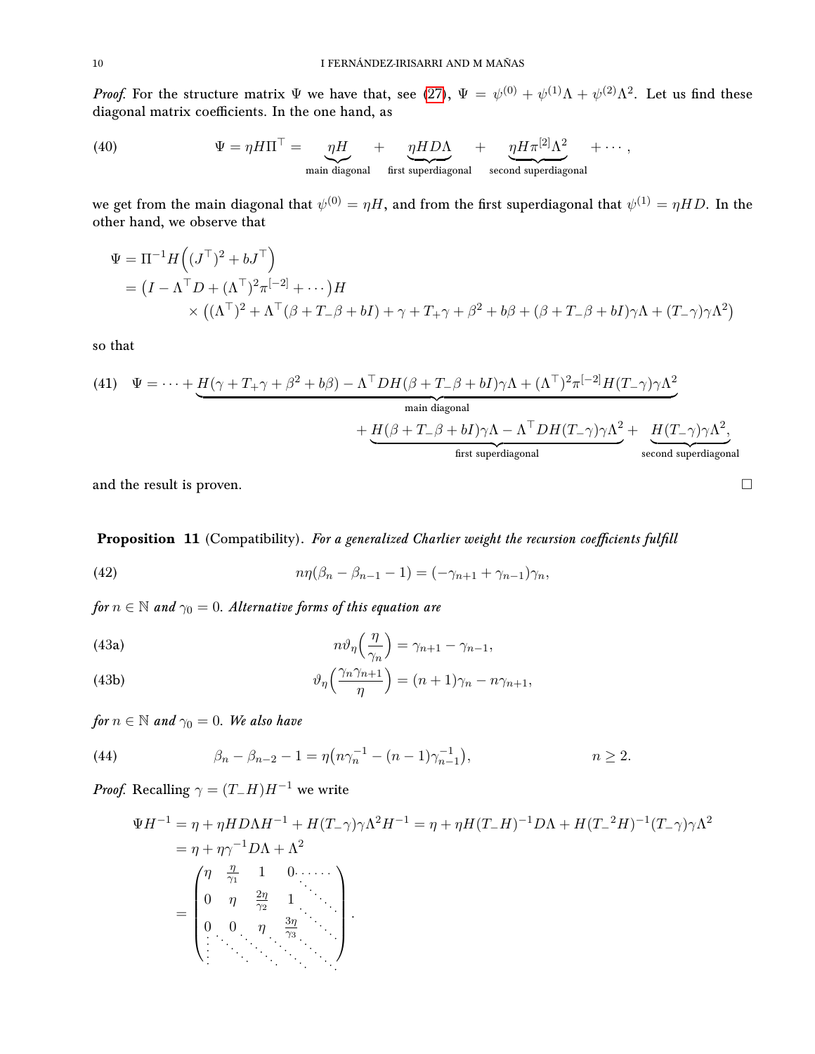*Proof.* For the structure matrix $\Psi$ we have that, see (27), $\Psi = \psi^{(0)} + \psi^{(1)}\Lambda + \psi^{(2)}\Lambda^2$. Let us find these diagonal matrix coefficients. In the one hand, as

$$\Psi = \eta H \Pi^\top = \underbrace{\eta H}_{\text{main diagonal}} + \underbrace{\eta H D \Lambda}_{\text{first superdiagonal}} + \underbrace{\eta H \pi^{[2]} \Lambda^2}_{\text{second superdiagonal}} + \cdots, \tag{40}$$

we get from the main diagonal that $\psi^{(0)} = \eta H$, and from the first superdiagonal that $\psi^{(1)} = \eta H D$. In the other hand, we observe that

$$\begin{aligned}
\Psi &= \Pi^{-1} H\Big((J^\top)^2 + bJ^\top\Big) \\
&= \big(I - \Lambda^\top D + (\Lambda^\top)^2 \pi^{[-2]} + \cdots\big) H \\
&\quad \times \big((\Lambda^\top)^2 + \Lambda^\top(\beta + T_-\beta + bI) + \gamma + T_+\gamma + \beta^2 + b\beta + (\beta + T_-\beta + bI)\gamma\Lambda + (T_-\gamma)\gamma\Lambda^2\big)
\end{aligned}$$

so that

$$\begin{aligned}
\Psi = \cdots + \underbrace{H(\gamma + T_+\gamma + \beta^2 + b\beta) - \Lambda^\top D H(\beta + T_-\beta + bI)\gamma\Lambda + (\Lambda^\top)^2 \pi^{[-2]} H (T_-\gamma)\gamma\Lambda^2}_{\text{main diagonal}} \\
+ \underbrace{H(\beta + T_-\beta + bI)\gamma\Lambda - \Lambda^\top D H (T_-\gamma)\gamma\Lambda^2}_{\text{first superdiagonal}} + \underbrace{H(T_-\gamma)\gamma\Lambda^2}_{\text{second superdiagonal}},
\end{aligned} \tag{41}$$

and the result is proven. $\square$

**Proposition 11** (Compatibility). *For a generalized Charlier weight the recursion coefficients fulfill*

$$n\eta(\beta_n - \beta_{n-1} - 1) = (-\gamma_{n+1} + \gamma_{n-1})\gamma_n, \tag{42}$$

*for $n \in \mathbb{N}$ and $\gamma_0 = 0$. Alternative forms of this equation are*

$$n\vartheta_\eta\Big(\frac{\eta}{\gamma_n}\Big) = \gamma_{n+1} - \gamma_{n-1}, \tag{43a}$$

$$\vartheta_\eta\Big(\frac{\gamma_n\gamma_{n+1}}{\eta}\Big) = (n+1)\gamma_n - n\gamma_{n+1}, \tag{43b}$$

*for $n \in \mathbb{N}$ and $\gamma_0 = 0$. We also have*

$$\beta_n - \beta_{n-2} - 1 = \eta\big(n\gamma_n^{-1} - (n-1)\gamma_{n-1}^{-1}\big), \qquad n \geq 2. \tag{44}$$

*Proof.* Recalling $\gamma = (T_- H)H^{-1}$ we write

$$\begin{aligned}
\Psi H^{-1} &= \eta + \eta H D \Lambda H^{-1} + H(T_-\gamma)\gamma\Lambda^2 H^{-1} = \eta + \eta H (T_- H)^{-1} D\Lambda + H({T_-}^2 H)^{-1}(T_-\gamma)\gamma\Lambda^2 \\
&= \eta + \eta\gamma^{-1} D\Lambda + \Lambda^2 \\
&= \begin{pmatrix}
\eta & \frac{\eta}{\gamma_1} & 1 & 0 & \cdots \\
0 & \eta & \frac{2\eta}{\gamma_2} & 1 & \ddots \\
0 & 0 & \eta & \frac{3\eta}{\gamma_3} & \ddots \\
\vdots & \ddots & \ddots & \ddots & \ddots
\end{pmatrix}.
\end{aligned}$$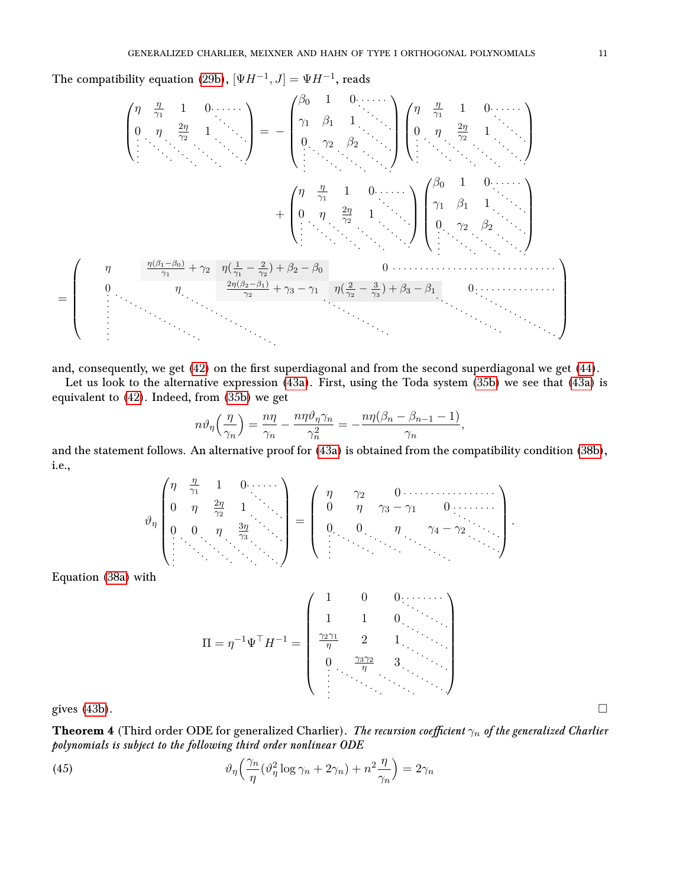The compatibility equation (29b), $[\Psi H^{-1}, J] = \Psi H^{-1}$, reads

$$
\begin{pmatrix}
\eta & \frac{\eta}{\gamma_1} & 1 & 0 & \cdots \\
0 & \eta & \frac{2\eta}{\gamma_2} & 1 & \ddots \\
\vdots & \ddots & \ddots & \ddots & \ddots
\end{pmatrix}
= -
\begin{pmatrix}
\beta_0 & 1 & 0 & \cdots \\
\gamma_1 & \beta_1 & 1 & \ddots \\
0 & \gamma_2 & \beta_2 & \ddots \\
\vdots & \ddots & \ddots & \ddots
\end{pmatrix}
\begin{pmatrix}
\eta & \frac{\eta}{\gamma_1} & 1 & 0 & \cdots \\
0 & \eta & \frac{2\eta}{\gamma_2} & 1 & \ddots \\
\vdots & \ddots & \ddots & \ddots & \ddots
\end{pmatrix}
+
\begin{pmatrix}
\eta & \frac{\eta}{\gamma_1} & 1 & 0 & \cdots \\
0 & \eta & \frac{2\eta}{\gamma_2} & 1 & \ddots \\
\vdots & \ddots & \ddots & \ddots & \ddots
\end{pmatrix}
\begin{pmatrix}
\beta_0 & 1 & 0 & \cdots \\
\gamma_1 & \beta_1 & 1 & \ddots \\
0 & \gamma_2 & \beta_2 & \ddots \\
\vdots & \ddots & \ddots & \ddots
\end{pmatrix}
$$

$$
=
\begin{pmatrix}
\eta & \frac{\eta(\beta_1-\beta_0)}{\gamma_1} + \gamma_2 & \eta\left(\frac{1}{\gamma_1} - \frac{2}{\gamma_2}\right) + \beta_2 - \beta_0 & 0 & \cdots & \cdots \\
0 & \eta & \frac{2\eta(\beta_2-\beta_1)}{\gamma_2} + \gamma_3 - \gamma_1 & \eta\left(\frac{2}{\gamma_2} - \frac{3}{\gamma_3}\right) + \beta_3 - \beta_1 & 0 & \cdots \\
\vdots & \ddots & \ddots & \ddots & \ddots & \ddots
\end{pmatrix}
$$

and, consequently, we get (42) on the first superdiagonal and from the second superdiagonal we get (44).

Let us look to the alternative expression (43a). First, using the Toda system (35b) we see that (43a) is equivalent to (42). Indeed, from (35b) we get

$$
n\vartheta_\eta\Big(\frac{\eta}{\gamma_n}\Big) = \frac{n\eta}{\gamma_n} - \frac{n\eta\vartheta_\eta\gamma_n}{\gamma_n^2} = -\frac{n\eta(\beta_n - \beta_{n-1} - 1)}{\gamma_n},
$$

and the statement follows. An alternative proof for (43a) is obtained from the compatibility condition (38b), i.e.,

$$
\vartheta_\eta
\begin{pmatrix}
\eta & \frac{\eta}{\gamma_1} & 1 & 0 & \cdots \\
0 & \eta & \frac{2\eta}{\gamma_2} & 1 & \ddots \\
0 & 0 & \eta & \frac{3\eta}{\gamma_3} & \ddots \\
\vdots & \ddots & \ddots & \ddots & \ddots
\end{pmatrix}
=
\begin{pmatrix}
\eta & \gamma_2 & 0 & \cdots & \cdots \\
0 & \eta & \gamma_3 - \gamma_1 & 0 & \cdots \\
0 & 0 & \eta & \gamma_4 - \gamma_2 & \ddots \\
\vdots & \ddots & \ddots & \ddots & \ddots
\end{pmatrix}.
$$

Equation (38a) with

$$
\Pi = \eta^{-1}\Psi^\top H^{-1} =
\begin{pmatrix}
1 & 0 & 0 & \cdots \\
1 & 1 & 0 & \ddots \\
\frac{\gamma_2\gamma_1}{\eta} & 2 & 1 & \ddots \\
0 & \frac{\gamma_3\gamma_2}{\eta} & 3 & \ddots \\
\vdots & \ddots & \ddots & \ddots
\end{pmatrix}
$$

gives (43b). □

**Theorem 4** (Third order ODE for generalized Charlier). *The recursion coefficient $\gamma_n$ of the generalized Charlier polynomials is subject to the following third order nonlinear ODE*

$$
\vartheta_\eta\Big(\frac{\gamma_n}{\eta}(\vartheta_\eta^2 \log\gamma_n + 2\gamma_n) + n^2\frac{\eta}{\gamma_n}\Big) = 2\gamma_n \tag{45}
$$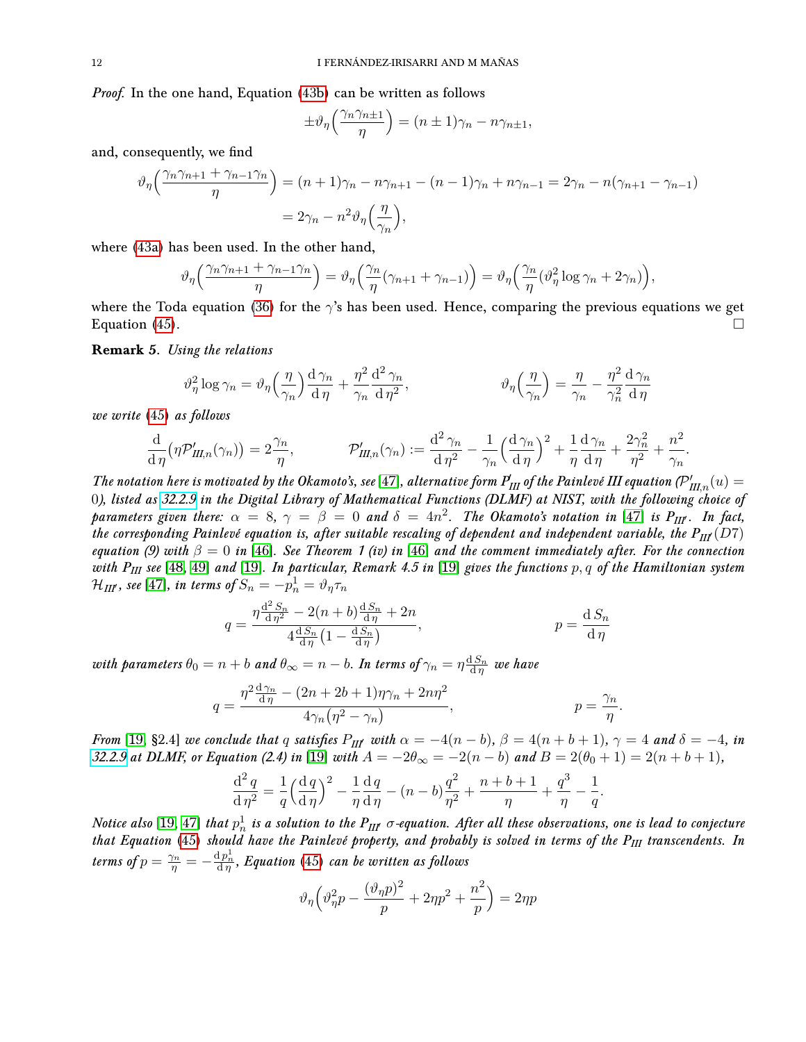*Proof.* In the one hand, Equation (43b) can be written as follows

$$\pm\vartheta_\eta\Big(\frac{\gamma_n\gamma_{n\pm1}}{\eta}\Big)=(n\pm1)\gamma_n-n\gamma_{n\pm1},$$

and, consequently, we find

$$\begin{aligned}\vartheta_\eta\Big(\frac{\gamma_n\gamma_{n+1}+\gamma_{n-1}\gamma_n}{\eta}\Big)&=(n+1)\gamma_n-n\gamma_{n+1}-(n-1)\gamma_n+n\gamma_{n-1}=2\gamma_n-n(\gamma_{n+1}-\gamma_{n-1})\\&=2\gamma_n-n^2\vartheta_\eta\Big(\frac{\eta}{\gamma_n}\Big),\end{aligned}$$

where (43a) has been used. In the other hand,

$$\vartheta_\eta\Big(\frac{\gamma_n\gamma_{n+1}+\gamma_{n-1}\gamma_n}{\eta}\Big)=\vartheta_\eta\Big(\frac{\gamma_n}{\eta}(\gamma_{n+1}+\gamma_{n-1})\Big)=\vartheta_\eta\Big(\frac{\gamma_n}{\eta}(\vartheta_\eta^2\log\gamma_n+2\gamma_n)\Big),$$

where the Toda equation (36) for the $\gamma$'s has been used. Hence, comparing the previous equations we get Equation (45). □

**Remark 5**. *Using the relations*

$$\vartheta_\eta^2\log\gamma_n=\vartheta_\eta\Big(\frac{\eta}{\gamma_n}\Big)\frac{\mathrm d\,\gamma_n}{\mathrm d\,\eta}+\frac{\eta^2}{\gamma_n}\frac{\mathrm d^2\,\gamma_n}{\mathrm d\,\eta^2},\qquad\qquad \vartheta_\eta\Big(\frac{\eta}{\gamma_n}\Big)=\frac{\eta}{\gamma_n}-\frac{\eta^2}{\gamma_n^2}\frac{\mathrm d\,\gamma_n}{\mathrm d\,\eta}$$

*we write (45) as follows*

$$\frac{\mathrm d}{\mathrm d\,\eta}\big(\eta\mathcal P'_{III,n}(\gamma_n)\big)=2\frac{\gamma_n}{\eta},\qquad \mathcal P'_{III,n}(\gamma_n):=\frac{\mathrm d^2\,\gamma_n}{\mathrm d\,\eta^2}-\frac{1}{\gamma_n}\Big(\frac{\mathrm d\,\gamma_n}{\mathrm d\,\eta}\Big)^2+\frac{1}{\eta}\frac{\mathrm d\,\gamma_n}{\mathrm d\,\eta}+\frac{2\gamma_n^2}{\eta^2}+\frac{n^2}{\gamma_n}.$$

*The notation here is motivated by the Okamoto's, see [47], alternative form $P'_{III}$ of the Painlevé III equation ($\mathcal P'_{III,n}(u)=0$), listed as 32.2.9 in the Digital Library of Mathematical Functions (DLMF) at NIST, with the following choice of parameters given there: $\alpha=8$, $\gamma=\beta=0$ and $\delta=4n^2$. The Okamoto's notation in [47] is $P_{III'}$. In fact, the corresponding Painlevé equation is, after suitable rescaling of dependent and independent variable, the $P_{III}(D7)$ equation (9) with $\beta=0$ in [46]. See Theorem 1 (iv) in [46] and the comment immediately after. For the connection with $P_{III}$ see [48, 49] and [19]. In particular, Remark 4.5 in [19] gives the functions $p,q$ of the Hamiltonian system $\mathcal H_{III'}$, see [47], in terms of $S_n=-p_n^1=\vartheta_\eta\tau_n$*

$$q=\frac{\eta\frac{\mathrm d^2\,S_n}{\mathrm d\,\eta^2}-2(n+b)\frac{\mathrm d\,S_n}{\mathrm d\,\eta}+2n}{4\frac{\mathrm d\,S_n}{\mathrm d\,\eta}\big(1-\frac{\mathrm d\,S_n}{\mathrm d\,\eta}\big)},\qquad\qquad p=\frac{\mathrm d\,S_n}{\mathrm d\,\eta}$$

*with parameters $\theta_0=n+b$ and $\theta_\infty=n-b$. In terms of $\gamma_n=\eta\frac{\mathrm d\,S_n}{\mathrm d\,\eta}$ we have*

$$q=\frac{\eta^2\frac{\mathrm d\,\gamma_n}{\mathrm d\,\eta}-(2n+2b+1)\eta\gamma_n+2n\eta^2}{4\gamma_n\big(\eta^2-\gamma_n\big)},\qquad\qquad p=\frac{\gamma_n}{\eta}.$$

*From [19, §2.4] we conclude that $q$ satisfies $P_{III'}$ with $\alpha=-4(n-b)$, $\beta=4(n+b+1)$, $\gamma=4$ and $\delta=-4$, in 32.2.9 at DLMF, or Equation (2.4) in [19] with $A=-2\theta_\infty=-2(n-b)$ and $B=2(\theta_0+1)=2(n+b+1)$,*

$$\frac{\mathrm d^2\,q}{\mathrm d\,\eta^2}=\frac{1}{q}\Big(\frac{\mathrm d\,q}{\mathrm d\,\eta}\Big)^2-\frac{1}{\eta}\frac{\mathrm d\,q}{\mathrm d\,\eta}-(n-b)\frac{q^2}{\eta^2}+\frac{n+b+1}{\eta}+\frac{q^3}{\eta}-\frac{1}{q}.$$

*Notice also [19, 47] that $p_n^1$ is a solution to the $P_{III'}$ $\sigma$-equation. After all these observations, one is lead to conjecture that Equation (45) should have the Painlevé property, and probably is solved in terms of the $P_{III}$ transcendents. In terms of $p=\frac{\gamma_n}{\eta}=-\frac{\mathrm d\,p_n^1}{\mathrm d\,\eta}$, Equation (45) can be written as follows*

$$\vartheta_\eta\Big(\vartheta_\eta^2p-\frac{(\vartheta_\eta p)^2}{p}+2\eta p^2+\frac{n^2}{p}\Big)=2\eta p$$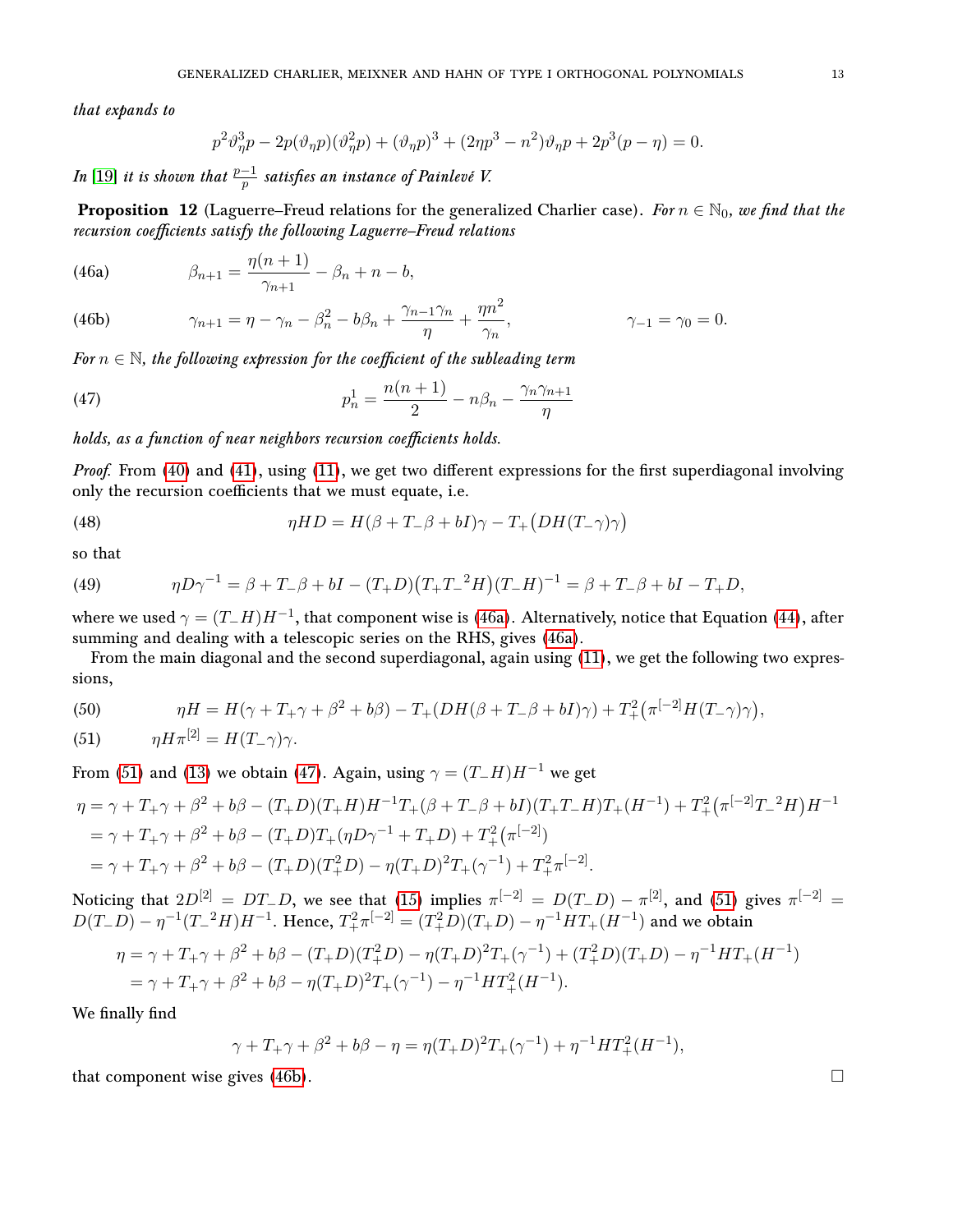*that expands to*

$$p^2\vartheta_\eta^3 p - 2p(\vartheta_\eta p)(\vartheta_\eta^2 p) + (\vartheta_\eta p)^3 + (2\eta p^3 - n^2)\vartheta_\eta p + 2p^3(p-\eta) = 0.$$

*In* [19] *it is shown that* $\frac{p-1}{p}$ *satisfies an instance of Painlevé V.*

**Proposition 12** (Laguerre–Freud relations for the generalized Charlier case). *For* $n \in \mathbb{N}_0$*, we find that the recursion coefficients satisfy the following Laguerre–Freud relations*

$$\beta_{n+1} = \frac{\eta(n+1)}{\gamma_{n+1}} - \beta_n + n - b, \tag{46a}$$

$$\gamma_{n+1} = \eta - \gamma_n - \beta_n^2 - b\beta_n + \frac{\gamma_{n-1}\gamma_n}{\eta} + \frac{\eta n^2}{\gamma_n}, \qquad \gamma_{-1} = \gamma_0 = 0. \tag{46b}$$

*For* $n \in \mathbb{N}$*, the following expression for the coefficient of the subleading term*

$$p_n^1 = \frac{n(n+1)}{2} - n\beta_n - \frac{\gamma_n\gamma_{n+1}}{\eta} \tag{47}$$

*holds, as a function of near neighbors recursion coefficients holds.*

*Proof.* From (40) and (41), using (11), we get two different expressions for the first superdiagonal involving only the recursion coefficients that we must equate, i.e.

$$\eta H D = H(\beta + T_-\beta + bI)\gamma - T_+\big(DH(T_-\gamma)\gamma\big) \tag{48}$$

so that

$$\eta D\gamma^{-1} = \beta + T_-\beta + bI - (T_+D)\big(T_+{T_-}^2H\big)(T_-H)^{-1} = \beta + T_-\beta + bI - T_+D, \tag{49}$$

where we used $\gamma = (T_-H)H^{-1}$, that component wise is (46a). Alternatively, notice that Equation (44), after summing and dealing with a telescopic series on the RHS, gives (46a).

From the main diagonal and the second superdiagonal, again using (11), we get the following two expressions,

$$\eta H = H(\gamma + T_+\gamma + \beta^2 + b\beta) - T_+(DH(\beta + T_-\beta + bI)\gamma) + T_+^2\big(\pi^{[-2]}H(T_-\gamma)\gamma\big), \tag{50}$$

$$\eta H\pi^{[2]} = H(T_-\gamma)\gamma. \tag{51}$$

From (51) and (13) we obtain (47). Again, using $\gamma = (T_-H)H^{-1}$ we get

$$\begin{aligned}
\eta &= \gamma + T_+\gamma + \beta^2 + b\beta - (T_+D)(T_+H)H^{-1}T_+(\beta + T_-\beta + bI)(T_+T_-H)T_+(H^{-1}) + T_+^2\big(\pi^{[-2]}{T_-}^2H\big)H^{-1} \\
&= \gamma + T_+\gamma + \beta^2 + b\beta - (T_+D)T_+(\eta D\gamma^{-1} + T_+D) + T_+^2\big(\pi^{[-2]}\big) \\
&= \gamma + T_+\gamma + \beta^2 + b\beta - (T_+D)(T_+^2D) - \eta(T_+D)^2T_+(\gamma^{-1}) + T_+^2\pi^{[-2]}.
\end{aligned}$$

Noticing that $2D^{[2]} = DT_-D$, we see that (15) implies $\pi^{[-2]} = D(T_-D) - \pi^{[2]}$, and (51) gives $\pi^{[-2]} = D(T_-D) - \eta^{-1}({T_-}^2H)H^{-1}$. Hence, $T_+^2\pi^{[-2]} = (T_+^2D)(T_+D) - \eta^{-1}HT_+(H^{-1})$ and we obtain

$$\begin{aligned}
\eta &= \gamma + T_+\gamma + \beta^2 + b\beta - (T_+D)(T_+^2D) - \eta(T_+D)^2T_+(\gamma^{-1}) + (T_+^2D)(T_+D) - \eta^{-1}HT_+(H^{-1}) \\
&= \gamma + T_+\gamma + \beta^2 + b\beta - \eta(T_+D)^2T_+(\gamma^{-1}) - \eta^{-1}HT_+^2(H^{-1}).
\end{aligned}$$

We finally find

$$\gamma + T_+\gamma + \beta^2 + b\beta - \eta = \eta(T_+D)^2T_+(\gamma^{-1}) + \eta^{-1}HT_+^2(H^{-1}),$$

that component wise gives (46b). $\square$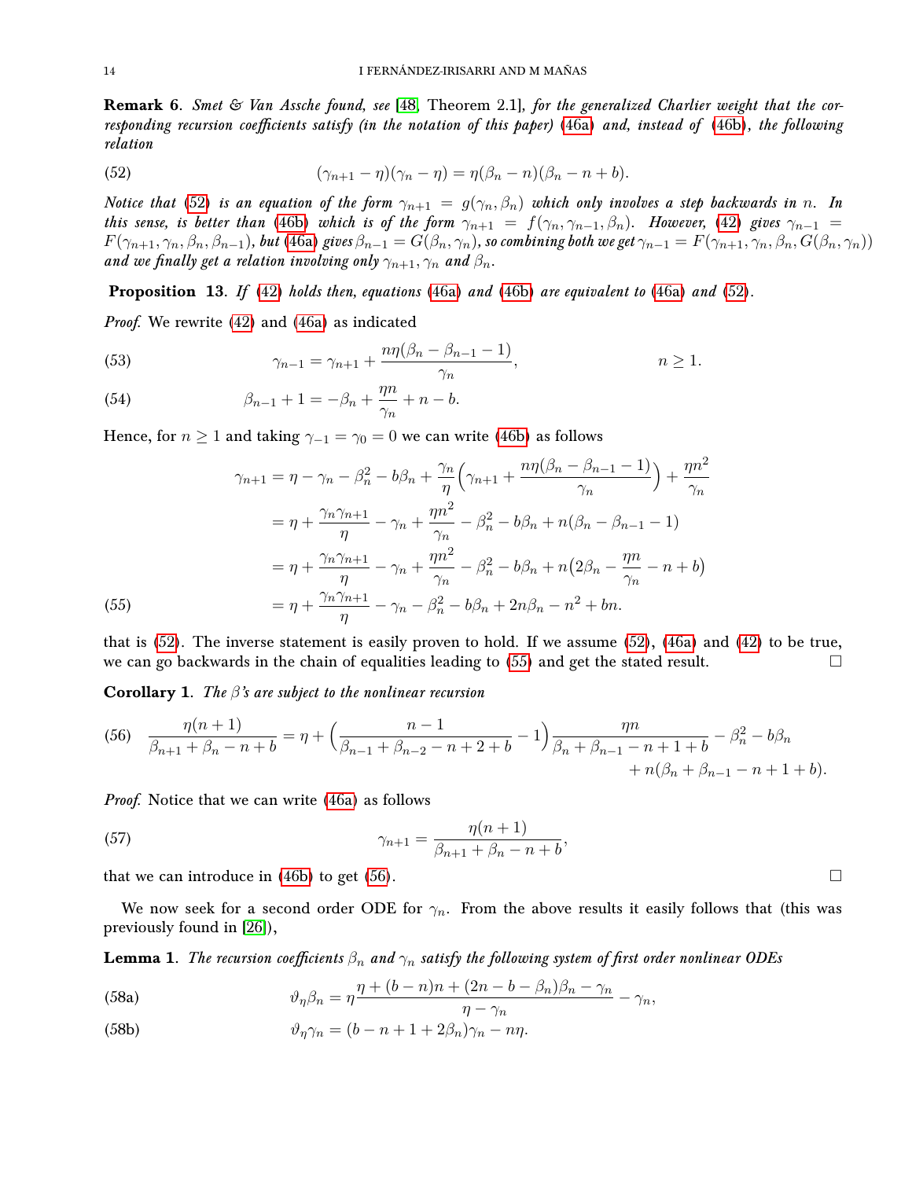**Remark 6**. *Smet & Van Assche found, see [48, Theorem 2.1], for the generalized Charlier weight that the corresponding recursion coefficients satisfy (in the notation of this paper) (46a) and, instead of (46b), the following relation*

$$(\gamma_{n+1}-\eta)(\gamma_n-\eta)=\eta(\beta_n-n)(\beta_n-n+b). \tag{52}$$

*Notice that (52) is an equation of the form $\gamma_{n+1}=g(\gamma_n,\beta_n)$ which only involves a step backwards in $n$. In this sense, is better than (46b) which is of the form $\gamma_{n+1}=f(\gamma_n,\gamma_{n-1},\beta_n)$. However, (42) gives $\gamma_{n-1}=F(\gamma_{n+1},\gamma_n,\beta_n,\beta_{n-1})$, but (46a) gives $\beta_{n-1}=G(\beta_n,\gamma_n)$, so combining both we get $\gamma_{n-1}=F(\gamma_{n+1},\gamma_n,\beta_n,G(\beta_n,\gamma_n))$ and we finally get a relation involving only $\gamma_{n+1}$, $\gamma_n$ and $\beta_n$.*

**Proposition 13**. *If (42) holds then, equations (46a) and (46b) are equivalent to (46a) and (52).*

*Proof.* We rewrite (42) and (46a) as indicated

$$\gamma_{n-1}=\gamma_{n+1}+\frac{n\eta(\beta_n-\beta_{n-1}-1)}{\gamma_n}, \qquad n\geq 1. \tag{53}$$

$$\beta_{n-1}+1=-\beta_n+\frac{\eta n}{\gamma_n}+n-b. \tag{54}$$

Hence, for $n\geq 1$ and taking $\gamma_{-1}=\gamma_0=0$ we can write (46b) as follows

$$\begin{aligned}
\gamma_{n+1}&=\eta-\gamma_n-\beta_n^2-b\beta_n+\frac{\gamma_n}{\eta}\Big(\gamma_{n+1}+\frac{n\eta(\beta_n-\beta_{n-1}-1)}{\gamma_n}\Big)+\frac{\eta n^2}{\gamma_n}\\
&=\eta+\frac{\gamma_n\gamma_{n+1}}{\eta}-\gamma_n+\frac{\eta n^2}{\gamma_n}-\beta_n^2-b\beta_n+n(\beta_n-\beta_{n-1}-1)\\
&=\eta+\frac{\gamma_n\gamma_{n+1}}{\eta}-\gamma_n+\frac{\eta n^2}{\gamma_n}-\beta_n^2-b\beta_n+n\big(2\beta_n-\frac{\eta n}{\gamma_n}-n+b\big)\\
&=\eta+\frac{\gamma_n\gamma_{n+1}}{\eta}-\gamma_n-\beta_n^2-b\beta_n+2n\beta_n-n^2+bn.
\end{aligned} \tag{55}$$

that is (52). The inverse statement is easily proven to hold. If we assume (52), (46a) and (42) to be true, we can go backwards in the chain of equalities leading to (55) and get the stated result. □

**Corollary 1**. *The $\beta$'s are subject to the nonlinear recursion*

$$\begin{aligned}\frac{\eta(n+1)}{\beta_{n+1}+\beta_n-n+b}=\eta+\Big(\frac{n-1}{\beta_{n-1}+\beta_{n-2}-n+2+b}-1\Big)\frac{\eta n}{\beta_n+\beta_{n-1}-n+1+b}-\beta_n^2-b\beta_n\\
+n(\beta_n+\beta_{n-1}-n+1+b).\end{aligned} \tag{56}$$

*Proof.* Notice that we can write (46a) as follows

$$\gamma_{n+1}=\frac{\eta(n+1)}{\beta_{n+1}+\beta_n-n+b}, \tag{57}$$

that we can introduce in (46b) to get (56). □

We now seek for a second order ODE for $\gamma_n$. From the above results it easily follows that (this was previously found in [26]),

**Lemma 1**. *The recursion coefficients $\beta_n$ and $\gamma_n$ satisfy the following system of first order nonlinear ODEs*

$$\vartheta_\eta\beta_n=\eta\frac{\eta+(b-n)n+(2n-b-\beta_n)\beta_n-\gamma_n}{\eta-\gamma_n}-\gamma_n, \tag{58a}$$

$$\vartheta_\eta\gamma_n=(b-n+1+2\beta_n)\gamma_n-n\eta. \tag{58b}$$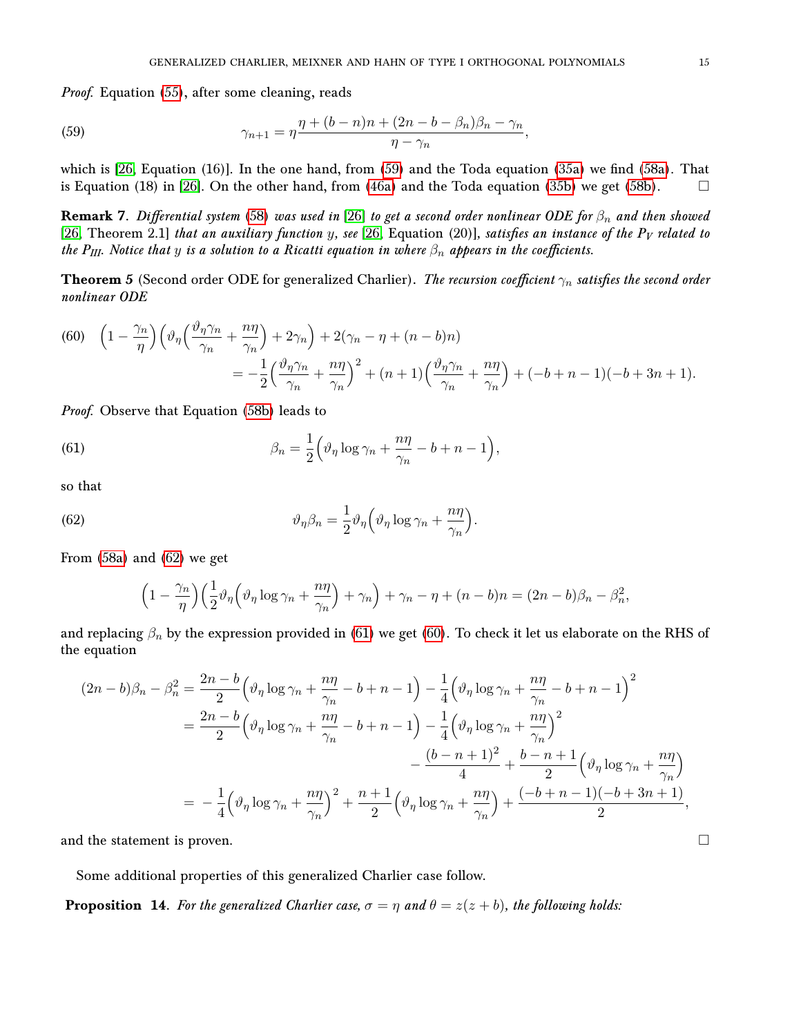*Proof.* Equation (55), after some cleaning, reads

$$\gamma_{n+1} = \eta\frac{\eta + (b-n)n + (2n-b-\beta_n)\beta_n - \gamma_n}{\eta - \gamma_n}, \tag{59}$$

which is [26, Equation (16)]. In the one hand, from (59) and the Toda equation (35a) we find (58a). That is Equation (18) in [26]. On the other hand, from (46a) and the Toda equation (35b) we get (58b). □

**Remark 7.** *Differential system (58) was used in [26] to get a second order nonlinear ODE for $\beta_n$ and then showed [26, Theorem 2.1] that an auxiliary function $y$, see [26, Equation (20)], satisfies an instance of the $P_V$ related to the $P_{III}$. Notice that $y$ is a solution to a Ricatti equation in where $\beta_n$ appears in the coefficients.*

**Theorem 5** (Second order ODE for generalized Charlier). *The recursion coefficient $\gamma_n$ satisfies the second order nonlinear ODE*

$$\begin{aligned}\Big(1-\frac{\gamma_n}{\eta}\Big)\Big(\vartheta_\eta\Big(\frac{\vartheta_\eta\gamma_n}{\gamma_n}+\frac{n\eta}{\gamma_n}\Big)+2\gamma_n\Big)+2(\gamma_n-\eta+(n-b)n)&\\ =-\frac{1}{2}\Big(\frac{\vartheta_\eta\gamma_n}{\gamma_n}+\frac{n\eta}{\gamma_n}\Big)^2+(n+1)\Big(\frac{\vartheta_\eta\gamma_n}{\gamma_n}+\frac{n\eta}{\gamma_n}\Big)&+(-b+n-1)(-b+3n+1).\end{aligned} \tag{60}$$

*Proof.* Observe that Equation (58b) leads to

$$\beta_n = \frac{1}{2}\Big(\vartheta_\eta\log\gamma_n + \frac{n\eta}{\gamma_n} - b + n - 1\Big), \tag{61}$$

so that

$$\vartheta_\eta\beta_n = \frac{1}{2}\vartheta_\eta\Big(\vartheta_\eta\log\gamma_n + \frac{n\eta}{\gamma_n}\Big). \tag{62}$$

From (58a) and (62) we get

$$\Big(1-\frac{\gamma_n}{\eta}\Big)\Big(\frac{1}{2}\vartheta_\eta\Big(\vartheta_\eta\log\gamma_n+\frac{n\eta}{\gamma_n}\Big)+\gamma_n\Big)+\gamma_n-\eta+(n-b)n=(2n-b)\beta_n-\beta_n^2,$$

and replacing $\beta_n$ by the expression provided in (61) we get (60). To check it let us elaborate on the RHS of the equation

$$\begin{aligned}(2n-b)\beta_n-\beta_n^2 &= \frac{2n-b}{2}\Big(\vartheta_\eta\log\gamma_n+\frac{n\eta}{\gamma_n}-b+n-1\Big)-\frac{1}{4}\Big(\vartheta_\eta\log\gamma_n+\frac{n\eta}{\gamma_n}-b+n-1\Big)^2\\ &= \frac{2n-b}{2}\Big(\vartheta_\eta\log\gamma_n+\frac{n\eta}{\gamma_n}-b+n-1\Big)-\frac{1}{4}\Big(\vartheta_\eta\log\gamma_n+\frac{n\eta}{\gamma_n}\Big)^2\\ &\qquad -\frac{(b-n+1)^2}{4}+\frac{b-n+1}{2}\Big(\vartheta_\eta\log\gamma_n+\frac{n\eta}{\gamma_n}\Big)\\ &= -\frac{1}{4}\Big(\vartheta_\eta\log\gamma_n+\frac{n\eta}{\gamma_n}\Big)^2+\frac{n+1}{2}\Big(\vartheta_\eta\log\gamma_n+\frac{n\eta}{\gamma_n}\Big)+\frac{(-b+n-1)(-b+3n+1)}{2},\end{aligned}$$

and the statement is proven. □

Some additional properties of this generalized Charlier case follow.

**Proposition 14.** *For the generalized Charlier case, $\sigma=\eta$ and $\theta=z(z+b)$, the following holds:*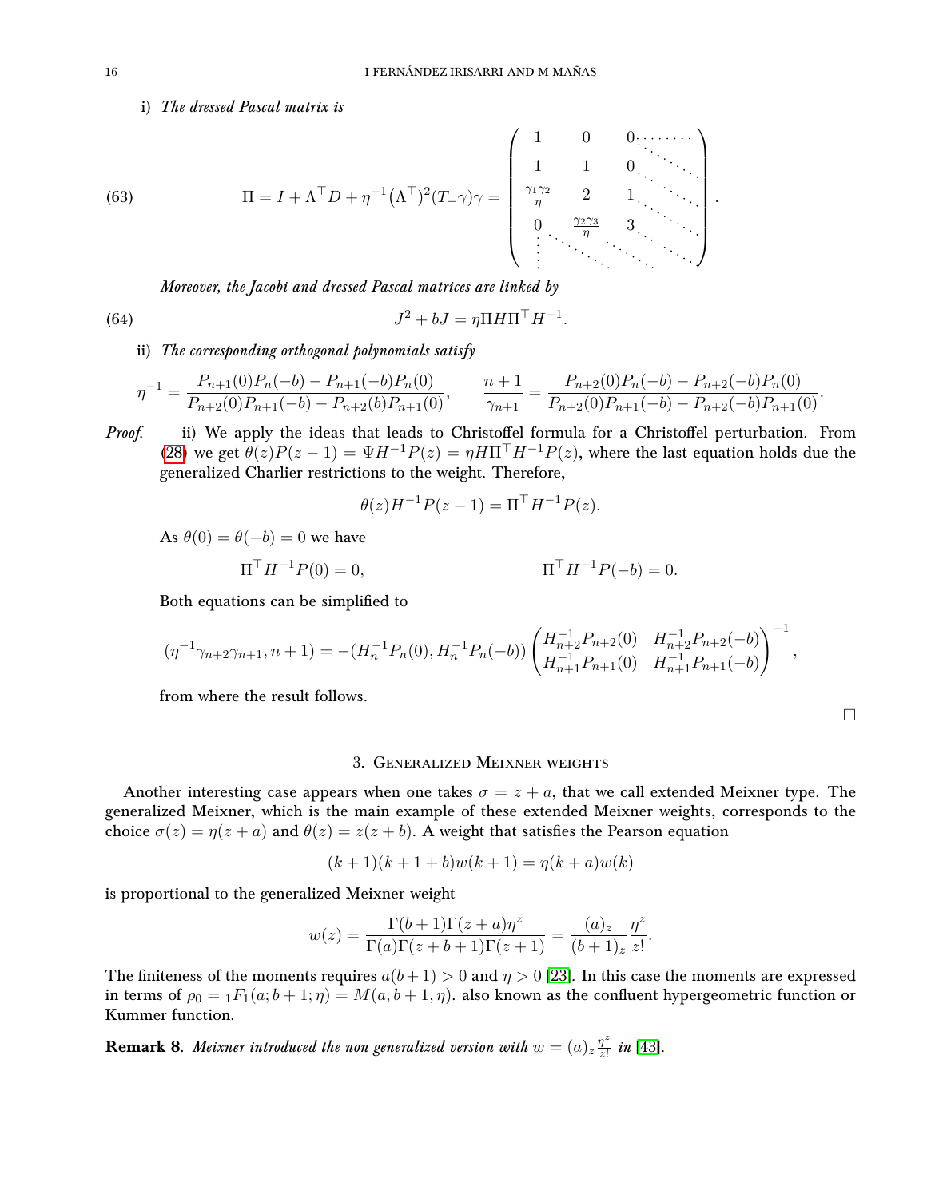i) *The dressed Pascal matrix is*

$$
\Pi = I + \Lambda^\top D + \eta^{-1}(\Lambda^\top)^2(T_-\gamma)\gamma = \begin{pmatrix} 1 & 0 & 0 & \cdots \\ 1 & 1 & 0 & \ddots \\ \frac{\gamma_1\gamma_2}{\eta} & 2 & 1 & \ddots \\ 0 & \frac{\gamma_2\gamma_3}{\eta} & 3 & \ddots \\ \vdots & \ddots & \ddots & \ddots \end{pmatrix}. \tag{63}
$$

*Moreover, the Jacobi and dressed Pascal matrices are linked by*

$$
J^2 + bJ = \eta \Pi H \Pi^\top H^{-1}. \tag{64}
$$

ii) *The corresponding orthogonal polynomials satisfy*

$$
\eta^{-1} = \frac{P_{n+1}(0)P_n(-b) - P_{n+1}(-b)P_n(0)}{P_{n+2}(0)P_{n+1}(-b) - P_{n+2}(b)P_{n+1}(0)}, \qquad \frac{n+1}{\gamma_{n+1}} = \frac{P_{n+2}(0)P_n(-b) - P_{n+2}(-b)P_n(0)}{P_{n+2}(0)P_{n+1}(-b) - P_{n+2}(-b)P_{n+1}(0)}.
$$

*Proof.* ii) We apply the ideas that leads to Christoffel formula for a Christoffel perturbation. From (28) we get $\theta(z)P(z-1) = \Psi H^{-1}P(z) = \eta H \Pi^\top H^{-1}P(z)$, where the last equation holds due the generalized Charlier restrictions to the weight. Therefore,

$$
\theta(z)H^{-1}P(z-1) = \Pi^\top H^{-1}P(z).
$$

As $\theta(0) = \theta(-b) = 0$ we have

$$
\Pi^\top H^{-1}P(0) = 0, \qquad\qquad \Pi^\top H^{-1}P(-b) = 0.
$$

Both equations can be simplified to

$$
(\eta^{-1}\gamma_{n+2}\gamma_{n+1}, n+1) = -(H_n^{-1}P_n(0), H_n^{-1}P_n(-b)) \begin{pmatrix} H_{n+2}^{-1}P_{n+2}(0) & H_{n+2}^{-1}P_{n+2}(-b) \\ H_{n+1}^{-1}P_{n+1}(0) & H_{n+1}^{-1}P_{n+1}(-b) \end{pmatrix}^{-1},
$$

from where the result follows. □

## 3. Generalized Meixner weights

Another interesting case appears when one takes $\sigma = z + a$, that we call extended Meixner type. The generalized Meixner, which is the main example of these extended Meixner weights, corresponds to the choice $\sigma(z) = \eta(z+a)$ and $\theta(z) = z(z+b)$. A weight that satisfies the Pearson equation

$$
(k+1)(k+1+b)w(k+1) = \eta(k+a)w(k)
$$

is proportional to the generalized Meixner weight

$$
w(z) = \frac{\Gamma(b+1)\Gamma(z+a)\eta^z}{\Gamma(a)\Gamma(z+b+1)\Gamma(z+1)} = \frac{(a)_z}{(b+1)_z}\frac{\eta^z}{z!}.
$$

The finiteness of the moments requires $a(b+1) > 0$ and $\eta > 0$ [23]. In this case the moments are expressed in terms of $\rho_0 = {}_1F_1(a; b+1; \eta) = M(a, b+1, \eta)$. also known as the confluent hypergeometric function or Kummer function.

**Remark 8.** *Meixner introduced the non generalized version with $w = (a)_z \frac{\eta^z}{z!}$ in* [43].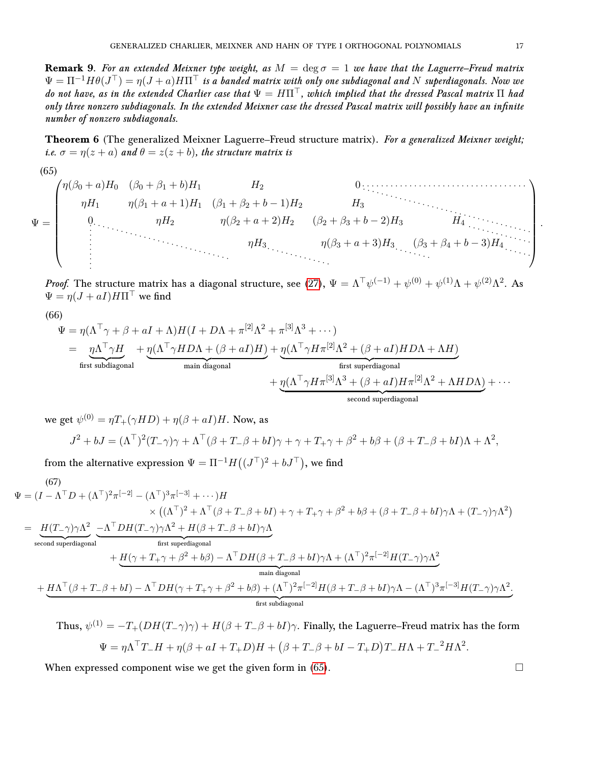**Remark 9**. *For an extended Meixner type weight, as $M = \deg \sigma = 1$ we have that the Laguerre–Freud matrix $\Psi = \Pi^{-1} H\theta(J^\top) = \eta(J + a)H\Pi^\top$ is a banded matrix with only one subdiagonal and $N$ superdiagonals. Now we do not have, as in the extended Charlier case that $\Psi = H\Pi^\top$, which implied that the dressed Pascal matrix $\Pi$ had only three nonzero subdiagonals. In the extended Meixner case the dressed Pascal matrix will possibly have an infinite number of nonzero subdiagonals.*

**Theorem 6** (The generalized Meixner Laguerre–Freud structure matrix). *For a generalized Meixner weight; i.e. $\sigma = \eta(z + a)$ and $\theta = z(z + b)$, the structure matrix is*

(65)
$$\Psi = \begin{pmatrix} \eta(\beta_0 + a)H_0 & (\beta_0 + \beta_1 + b)H_1 & H_2 & 0 & \cdots & \\ \eta H_1 & \eta(\beta_1 + a + 1)H_1 & (\beta_1 + \beta_2 + b - 1)H_2 & H_3 & \ddots & \\ 0 & \eta H_2 & \eta(\beta_2 + a + 2)H_2 & (\beta_2 + \beta_3 + b - 2)H_3 & H_4 & \ddots \\ \vdots & \ddots & \eta H_3 & \eta(\beta_3 + a + 3)H_3 & (\beta_3 + \beta_4 + b - 3)H_4 & \ddots \\ & & \ddots & \ddots & \ddots & \end{pmatrix}.$$

*Proof.* The structure matrix has a diagonal structure, see (27), $\Psi = \Lambda^\top \psi^{(-1)} + \psi^{(0)} + \psi^{(1)}\Lambda + \psi^{(2)}\Lambda^2$. As $\Psi = \eta(J + aI)H\Pi^\top$ we find

(66)
$$\begin{aligned}
\Psi &= \eta(\Lambda^\top\gamma + \beta + aI + \Lambda)H(I + D\Lambda + \pi^{[2]}\Lambda^2 + \pi^{[3]}\Lambda^3 + \cdots) \\
&= \underbrace{\eta\Lambda^\top\gamma H}_{\text{first subdiagonal}} + \underbrace{\eta(\Lambda^\top\gamma HD\Lambda + (\beta + aI)H)}_{\text{main diagonal}} + \underbrace{\eta(\Lambda^\top\gamma H\pi^{[2]}\Lambda^2 + (\beta + aI)HD\Lambda + \Lambda H)}_{\text{first superdiagonal}} \\
&\qquad + \underbrace{\eta(\Lambda^\top\gamma H\pi^{[3]}\Lambda^3 + (\beta + aI)H\pi^{[2]}\Lambda^2 + \Lambda HD\Lambda)}_{\text{second superdiagonal}} + \cdots
\end{aligned}$$

we get $\psi^{(0)} = \eta T_+(\gamma HD) + \eta(\beta + aI)H$. Now, as

$$J^2 + bJ = (\Lambda^\top)^2(T_-\gamma)\gamma + \Lambda^\top(\beta + T_-\beta + bI)\gamma + \gamma + T_+\gamma + \beta^2 + b\beta + (\beta + T_-\beta + bI)\Lambda + \Lambda^2,$$

from the alternative expression $\Psi = \Pi^{-1}H\big((J^\top)^2 + bJ^\top\big)$, we find

(67)
$$\begin{aligned}
\Psi &= (I - \Lambda^\top D + (\Lambda^\top)^2\pi^{[-2]} - (\Lambda^\top)^3\pi^{[-3]} + \cdots)H \\
&\qquad \times \big((\Lambda^\top)^2 + \Lambda^\top(\beta + T_-\beta + bI) + \gamma + T_+\gamma + \beta^2 + b\beta + (\beta + T_-\beta + bI)\gamma\Lambda + (T_-\gamma)\gamma\Lambda^2\big) \\
&= \underbrace{H(T_-\gamma)\gamma\Lambda^2}_{\text{second superdiagonal}} \underbrace{-\Lambda^\top DH(T_-\gamma)\gamma\Lambda^2 + H(\beta + T_-\beta + bI)\gamma\Lambda}_{\text{first superdiagonal}} \\
&\qquad + \underbrace{H(\gamma + T_+\gamma + \beta^2 + b\beta) - \Lambda^\top DH(\beta + T_-\beta + bI)\gamma\Lambda + (\Lambda^\top)^2\pi^{[-2]}H(T_-\gamma)\gamma\Lambda^2}_{\text{main diagonal}} \\
&\quad + \underbrace{H\Lambda^\top(\beta + T_-\beta + bI) - \Lambda^\top DH(\gamma + T_+\gamma + \beta^2 + b\beta) + (\Lambda^\top)^2\pi^{[-2]}H(\beta + T_-\beta + bI)\gamma\Lambda - (\Lambda^\top)^3\pi^{[-3]}H(T_-\gamma)\gamma\Lambda^2}_{\text{first subdiagonal}}.
\end{aligned}$$

Thus, $\psi^{(1)} = -T_+(DH(T_-\gamma)\gamma) + H(\beta + T_-\beta + bI)\gamma$. Finally, the Laguerre–Freud matrix has the form

$$\Psi = \eta\Lambda^\top T_- H + \eta(\beta + aI + T_+D)H + \big(\beta + T_-\beta + bI - T_+D\big)T_-H\Lambda + T_-{}^2H\Lambda^2.$$

When expressed component wise we get the given form in (65). $\square$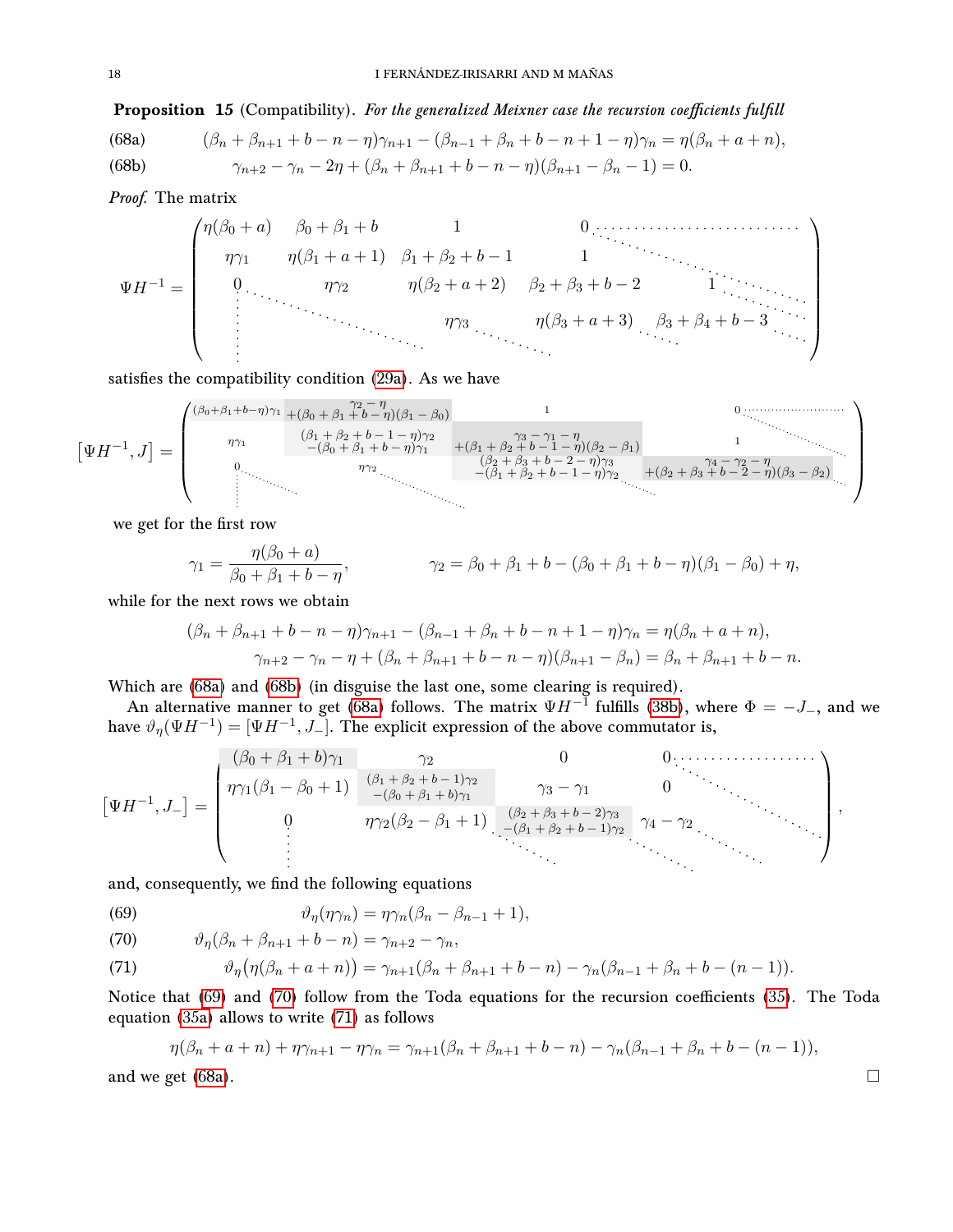**Proposition 15** (Compatibility)**.** *For the generalized Meixner case the recursion coefficients fulfill*

$$
\begin{aligned}
&(\beta_n+\beta_{n+1}+b-n-\eta)\gamma_{n+1}-(\beta_{n-1}+\beta_n+b-n+1-\eta)\gamma_n=\eta(\beta_n+a+n), && \text{(68a)}\\
&\gamma_{n+2}-\gamma_n-2\eta+(\beta_n+\beta_{n+1}+b-n-\eta)(\beta_{n+1}-\beta_n-1)=0. && \text{(68b)}
\end{aligned}
$$

*Proof.* The matrix

$$
\Psi H^{-1}=\begin{pmatrix}
\eta(\beta_0+a) & \beta_0+\beta_1+b & 1 & 0 & \cdots\\
\eta\gamma_1 & \eta(\beta_1+a+1) & \beta_1+\beta_2+b-1 & 1 & \ddots\\
0 & \eta\gamma_2 & \eta(\beta_2+a+2) & \beta_2+\beta_3+b-2 & 1 & \ddots\\
\vdots & \ddots & \eta\gamma_3 & \eta(\beta_3+a+3) & \beta_3+\beta_4+b-3 & \ddots\\
 & & \ddots & \ddots & \ddots & \ddots
\end{pmatrix}
$$

satisfies the compatibility condition (29a). As we have

$$
\left[\Psi H^{-1},J\right]=\begin{pmatrix}
(\beta_0+\beta_1+b-\eta)\gamma_1 & \begin{matrix}\gamma_2-\eta\\+(\beta_0+\beta_1+b-\eta)(\beta_1-\beta_0)\end{matrix} & 1 & 0 & \cdots\\
\eta\gamma_1 & \begin{matrix}(\beta_1+\beta_2+b-1-\eta)\gamma_2\\-(\beta_0+\beta_1+b-\eta)\gamma_1\end{matrix} & \begin{matrix}\gamma_3-\gamma_1-\eta\\+(\beta_1+\beta_2+b-1-\eta)(\beta_2-\beta_1)\end{matrix} & 1 & \ddots\\
0 & \eta\gamma_2 & \begin{matrix}(\beta_2+\beta_3+b-2-\eta)\gamma_3\\-(\beta_1+\beta_2+b-1-\eta)\gamma_2\end{matrix} & \begin{matrix}\gamma_4-\gamma_2-\eta\\+(\beta_2+\beta_3+b-2-\eta)(\beta_3-\beta_2)\end{matrix} & \ddots\\
\vdots & \ddots & \ddots & \ddots & \ddots
\end{pmatrix}
$$

we get for the first row

$$
\gamma_1=\frac{\eta(\beta_0+a)}{\beta_0+\beta_1+b-\eta}, \qquad \gamma_2=\beta_0+\beta_1+b-(\beta_0+\beta_1+b-\eta)(\beta_1-\beta_0)+\eta,
$$

while for the next rows we obtain

$$
\begin{aligned}
(\beta_n+\beta_{n+1}+b-n-\eta)\gamma_{n+1}-(\beta_{n-1}+\beta_n+b-n+1-\eta)\gamma_n&=\eta(\beta_n+a+n),\\
\gamma_{n+2}-\gamma_n-\eta+(\beta_n+\beta_{n+1}+b-n-\eta)(\beta_{n+1}-\beta_n)&=\beta_n+\beta_{n+1}+b-n.
\end{aligned}
$$

Which are (68a) and (68b) (in disguise the last one, some clearing is required).

An alternative manner to get (68a) follows. The matrix $\Psi H^{-1}$ fulfills (38b), where $\Phi=-J_-$, and we have $\vartheta_\eta(\Psi H^{-1})=[\Psi H^{-1},J_-]$. The explicit expression of the above commutator is,

$$
\left[\Psi H^{-1},J_-\right]=\begin{pmatrix}
(\beta_0+\beta_1+b)\gamma_1 & \gamma_2 & 0 & 0 & \cdots\\
\eta\gamma_1(\beta_1-\beta_0+1) & \begin{matrix}(\beta_1+\beta_2+b-1)\gamma_2\\-(\beta_0+\beta_1+b)\gamma_1\end{matrix} & \gamma_3-\gamma_1 & 0 & \ddots\\
0 & \eta\gamma_2(\beta_2-\beta_1+1) & \begin{matrix}(\beta_2+\beta_3+b-2)\gamma_3\\-(\beta_1+\beta_2+b-1)\gamma_2\end{matrix} & \gamma_4-\gamma_2 & \ddots\\
\vdots & & \ddots & \ddots & \ddots
\end{pmatrix},
$$

and, consequently, we find the following equations

$$
\begin{aligned}
&\vartheta_\eta(\eta\gamma_n)=\eta\gamma_n(\beta_n-\beta_{n-1}+1), && \text{(69)}\\
&\vartheta_\eta(\beta_n+\beta_{n+1}+b-n)=\gamma_{n+2}-\gamma_n, && \text{(70)}\\
&\vartheta_\eta\big(\eta(\beta_n+a+n)\big)=\gamma_{n+1}(\beta_n+\beta_{n+1}+b-n)-\gamma_n(\beta_{n-1}+\beta_n+b-(n-1)). && \text{(71)}
\end{aligned}
$$

Notice that (69) and (70) follow from the Toda equations for the recursion coefficients (35). The Toda equation (35a) allows to write (71) as follows

$$
\eta(\beta_n+a+n)+\eta\gamma_{n+1}-\eta\gamma_n=\gamma_{n+1}(\beta_n+\beta_{n+1}+b-n)-\gamma_n(\beta_{n-1}+\beta_n+b-(n-1)),
$$

and we get (68a). □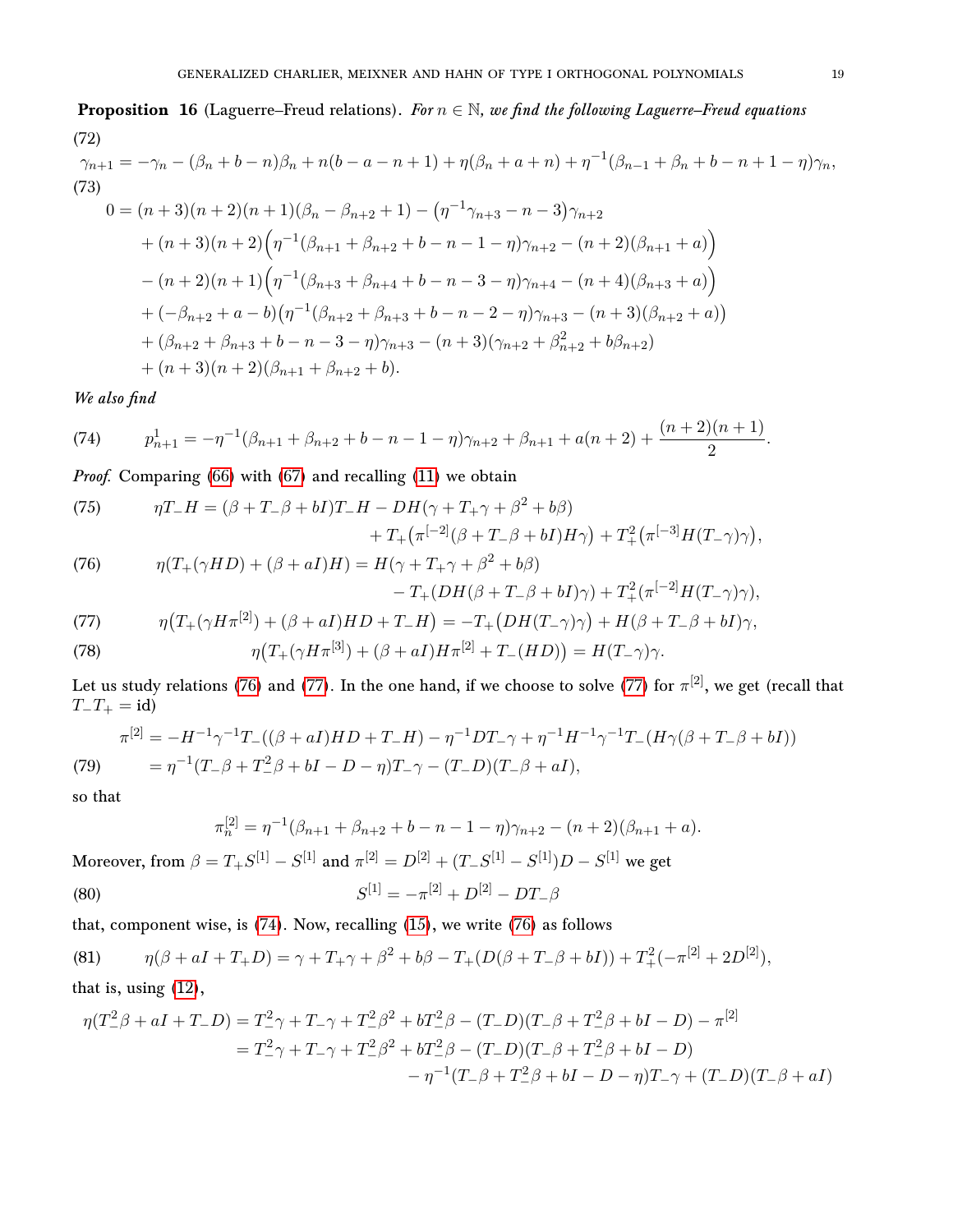**Proposition 16** (Laguerre–Freud relations). *For $n\in\mathbb{N}$, we find the following Laguerre–Freud equations*

(72)

$$\gamma_{n+1}=-\gamma_n-(\beta_n+b-n)\beta_n+n(b-a-n+1)+\eta(\beta_n+a+n)+\eta^{-1}(\beta_{n-1}+\beta_n+b-n+1-\eta)\gamma_n,$$

(73)

$$\begin{aligned}
0={}&(n+3)(n+2)(n+1)(\beta_n-\beta_{n+2}+1)-\big(\eta^{-1}\gamma_{n+3}-n-3\big)\gamma_{n+2}\\
&+(n+3)(n+2)\Big(\eta^{-1}(\beta_{n+1}+\beta_{n+2}+b-n-1-\eta)\gamma_{n+2}-(n+2)(\beta_{n+1}+a)\Big)\\
&-(n+2)(n+1)\Big(\eta^{-1}(\beta_{n+3}+\beta_{n+4}+b-n-3-\eta)\gamma_{n+4}-(n+4)(\beta_{n+3}+a)\Big)\\
&+(-\beta_{n+2}+a-b)\big(\eta^{-1}(\beta_{n+2}+\beta_{n+3}+b-n-2-\eta)\gamma_{n+3}-(n+3)(\beta_{n+2}+a)\big)\\
&+(\beta_{n+2}+\beta_{n+3}+b-n-3-\eta)\gamma_{n+3}-(n+3)(\gamma_{n+2}+\beta_{n+2}^2+b\beta_{n+2})\\
&+(n+3)(n+2)(\beta_{n+1}+\beta_{n+2}+b).
\end{aligned}$$

*We also find*

$$p^1_{n+1}=-\eta^{-1}(\beta_{n+1}+\beta_{n+2}+b-n-1-\eta)\gamma_{n+2}+\beta_{n+1}+a(n+2)+\frac{(n+2)(n+1)}{2}. \tag{74}$$

*Proof.* Comparing (66) with (67) and recalling (11) we obtain

$$\begin{aligned}
\eta T_-H={}&(\beta+T_-\beta+bI)T_-H-DH(\gamma+T_+\gamma+\beta^2+b\beta)\\
&+T_+\big(\pi^{[-2]}(\beta+T_-\beta+bI)H\gamma\big)+T_+^2\big(\pi^{[-3]}H(T_-\gamma)\gamma\big),
\end{aligned}\tag{75}$$

$$\begin{aligned}
\eta(T_+(\gamma HD)+(\beta+aI)H)={}&H(\gamma+T_+\gamma+\beta^2+b\beta)\\
&-T_+(DH(\beta+T_-\beta+bI)\gamma)+T_+^2(\pi^{[-2]}H(T_-\gamma)\gamma),
\end{aligned}\tag{76}$$

$$\eta\big(T_+(\gamma H\pi^{[2]})+(\beta+aI)HD+T_-H\big)=-T_+\big(DH(T_-\gamma)\gamma\big)+H(\beta+T_-\beta+bI)\gamma,\tag{77}$$

$$\eta\big(T_+(\gamma H\pi^{[3]})+(\beta+aI)H\pi^{[2]}+T_-(HD)\big)=H(T_-\gamma)\gamma.\tag{78}$$

Let us study relations (76) and (77). In the one hand, if we choose to solve (77) for $\pi^{[2]}$, we get (recall that $T_-T_+=\mathrm{id}$)

$$\begin{aligned}
\pi^{[2]}&=-H^{-1}\gamma^{-1}T_-((\beta+aI)HD+T_-H)-\eta^{-1}DT_-\gamma+\eta^{-1}H^{-1}\gamma^{-1}T_-(H\gamma(\beta+T_-\beta+bI))\\
&=\eta^{-1}(T_-\beta+T_-^2\beta+bI-D-\eta)T_-\gamma-(T_-D)(T_-\beta+aI),
\end{aligned}\tag{79}$$

so that

$$\pi^{[2]}_n=\eta^{-1}(\beta_{n+1}+\beta_{n+2}+b-n-1-\eta)\gamma_{n+2}-(n+2)(\beta_{n+1}+a).$$

Moreover, from $\beta=T_+S^{[1]}-S^{[1]}$ and $\pi^{[2]}=D^{[2]}+(T_-S^{[1]}-S^{[1]})D-S^{[1]}$ we get

$$S^{[1]}=-\pi^{[2]}+D^{[2]}-DT_-\beta\tag{80}$$

that, component wise, is (74). Now, recalling (15), we write (76) as follows

$$\eta(\beta+aI+T_+D)=\gamma+T_+\gamma+\beta^2+b\beta-T_+(D(\beta+T_-\beta+bI))+T_+^2(-\pi^{[2]}+2D^{[2]}),\tag{81}$$

that is, using (12),

$$\begin{aligned}
\eta(T_-^2\beta+aI+T_-D)&=T_-^2\gamma+T_-\gamma+T_-^2\beta^2+bT_-^2\beta-(T_-D)(T_-\beta+T_-^2\beta+bI-D)-\pi^{[2]}\\
&=T_-^2\gamma+T_-\gamma+T_-^2\beta^2+bT_-^2\beta-(T_-D)(T_-\beta+T_-^2\beta+bI-D)\\
&\qquad-\eta^{-1}(T_-\beta+T_-^2\beta+bI-D-\eta)T_-\gamma+(T_-D)(T_-\beta+aI)
\end{aligned}$$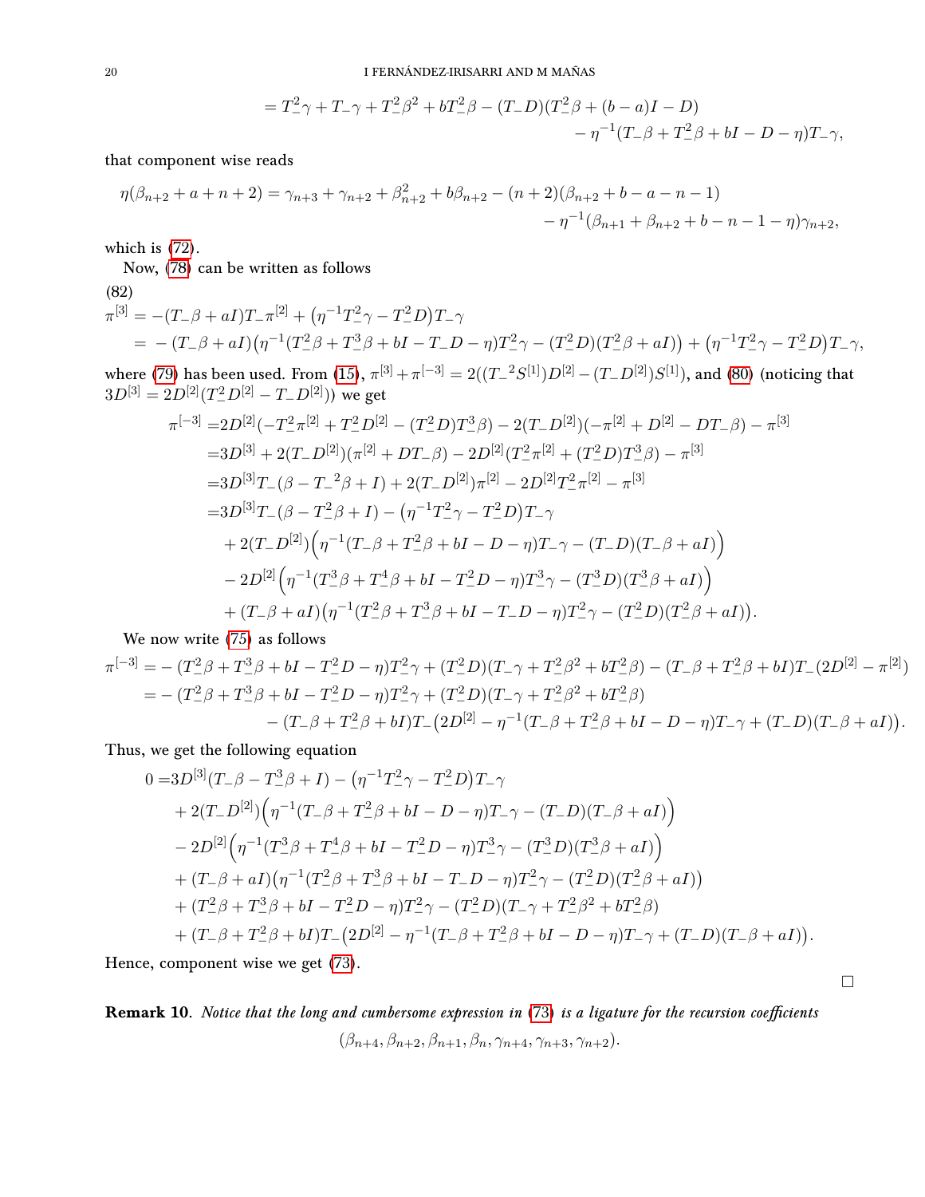$$
\begin{aligned}
&= T_-^2\gamma + T_-\gamma + T_-^2\beta^2 + bT_-^2\beta - (T_-D)(T_-^2\beta + (b-a)I - D)\\
&\qquad\qquad - \eta^{-1}(T_-\beta + T_-^2\beta + bI - D - \eta)T_-\gamma,
\end{aligned}
$$

that component wise reads

$$
\begin{aligned}
\eta(\beta_{n+2} + a + n + 2) = \gamma_{n+3} + \gamma_{n+2} + \beta_{n+2}^2 + b\beta_{n+2} - (n+2)(\beta_{n+2} + b - a - n - 1)\\
- \eta^{-1}(\beta_{n+1} + \beta_{n+2} + b - n - 1 - \eta)\gamma_{n+2},
\end{aligned}
$$

which is (72).

Now, (78) can be written as follows

(82)

$$
\begin{aligned}
\pi^{[3]} &= -(T_-\beta + aI)T_-\pi^{[2]} + \big(\eta^{-1}T_-^2\gamma - T_-^2D\big)T_-\gamma\\
&= -(T_-\beta + aI)\big(\eta^{-1}(T_-^2\beta + T_-^3\beta + bI - T_-D - \eta)T_-^2\gamma - (T_-^2D)(T_-^2\beta + aI)\big) + \big(\eta^{-1}T_-^2\gamma - T_-^2D\big)T_-\gamma,
\end{aligned}
$$

where (79) has been used. From (15), $\pi^{[3]} + \pi^{[-3]} = 2((T_-{}^2S^{[1]})D^{[2]} - (T_-D^{[2]})S^{[1]})$, and (80) (noticing that $3D^{[3]} = 2D^{[2]}(T_-^2D^{[2]} - T_-D^{[2]})$) we get

$$
\begin{aligned}
\pi^{[-3]} =& 2D^{[2]}(-T_-^2\pi^{[2]} + T_-^2D^{[2]} - (T_-^2D)T_-^3\beta) - 2(T_-D^{[2]})(-\pi^{[2]} + D^{[2]} - DT_-\beta) - \pi^{[3]}\\
=& 3D^{[3]} + 2(T_-D^{[2]})(\pi^{[2]} + DT_-\beta) - 2D^{[2]}(T_-^2\pi^{[2]} + (T_-^2D)T_-^3\beta) - \pi^{[3]}\\
=& 3D^{[3]}T_-(\beta - T_-{}^2\beta + I) + 2(T_-D^{[2]})\pi^{[2]} - 2D^{[2]}T_-^2\pi^{[2]} - \pi^{[3]}\\
=& 3D^{[3]}T_-(\beta - T_-^2\beta + I) - \big(\eta^{-1}T_-^2\gamma - T_-^2D\big)T_-\gamma\\
&+ 2(T_-D^{[2]})\Big(\eta^{-1}(T_-\beta + T_-^2\beta + bI - D - \eta)T_-\gamma - (T_-D)(T_-\beta + aI)\Big)\\
&- 2D^{[2]}\Big(\eta^{-1}(T_-^3\beta + T_-^4\beta + bI - T_-^2D - \eta)T_-^3\gamma - (T_-^3D)(T_-^3\beta + aI)\Big)\\
&+ (T_-\beta + aI)\big(\eta^{-1}(T_-^2\beta + T_-^3\beta + bI - T_-D - \eta)T_-^2\gamma - (T_-^2D)(T_-^2\beta + aI)\big).
\end{aligned}
$$

We now write (75) as follows

$$
\begin{aligned}
\pi^{[-3]} =& -(T_-^2\beta + T_-^3\beta + bI - T_-^2D - \eta)T_-^2\gamma + (T_-^2D)(T_-\gamma + T_-^2\beta^2 + bT_-^2\beta) - (T_-\beta + T_-^2\beta + bI)T_-(2D^{[2]} - \pi^{[2]})\\
=& -(T_-^2\beta + T_-^3\beta + bI - T_-^2D - \eta)T_-^2\gamma + (T_-^2D)(T_-\gamma + T_-^2\beta^2 + bT_-^2\beta)\\
&\qquad - (T_-\beta + T_-^2\beta + bI)T_-\big(2D^{[2]} - \eta^{-1}(T_-\beta + T_-^2\beta + bI - D - \eta)T_-\gamma + (T_-D)(T_-\beta + aI)\big).
\end{aligned}
$$

Thus, we get the following equation

$$
\begin{aligned}
0 =& 3D^{[3]}(T_-\beta - T_-^3\beta + I) - \big(\eta^{-1}T_-^2\gamma - T_-^2D\big)T_-\gamma\\
&+ 2(T_-D^{[2]})\Big(\eta^{-1}(T_-\beta + T_-^2\beta + bI - D - \eta)T_-\gamma - (T_-D)(T_-\beta + aI)\Big)\\
&- 2D^{[2]}\Big(\eta^{-1}(T_-^3\beta + T_-^4\beta + bI - T_-^2D - \eta)T_-^3\gamma - (T_-^3D)(T_-^3\beta + aI)\Big)\\
&+ (T_-\beta + aI)\big(\eta^{-1}(T_-^2\beta + T_-^3\beta + bI - T_-D - \eta)T_-^2\gamma - (T_-^2D)(T_-^2\beta + aI)\big)\\
&+ (T_-^2\beta + T_-^3\beta + bI - T_-^2D - \eta)T_-^2\gamma - (T_-^2D)(T_-\gamma + T_-^2\beta^2 + bT_-^2\beta)\\
&+ (T_-\beta + T_-^2\beta + bI)T_-\big(2D^{[2]} - \eta^{-1}(T_-\beta + T_-^2\beta + bI - D - \eta)T_-\gamma + (T_-D)(T_-\beta + aI)\big).
\end{aligned}
$$

Hence, component wise we get (73).

□

**Remark 10**. *Notice that the long and cumbersome expression in (73) is a ligature for the recursion coefficients*

$$
(\beta_{n+4}, \beta_{n+2}, \beta_{n+1}, \beta_n, \gamma_{n+4}, \gamma_{n+3}, \gamma_{n+2}).
$$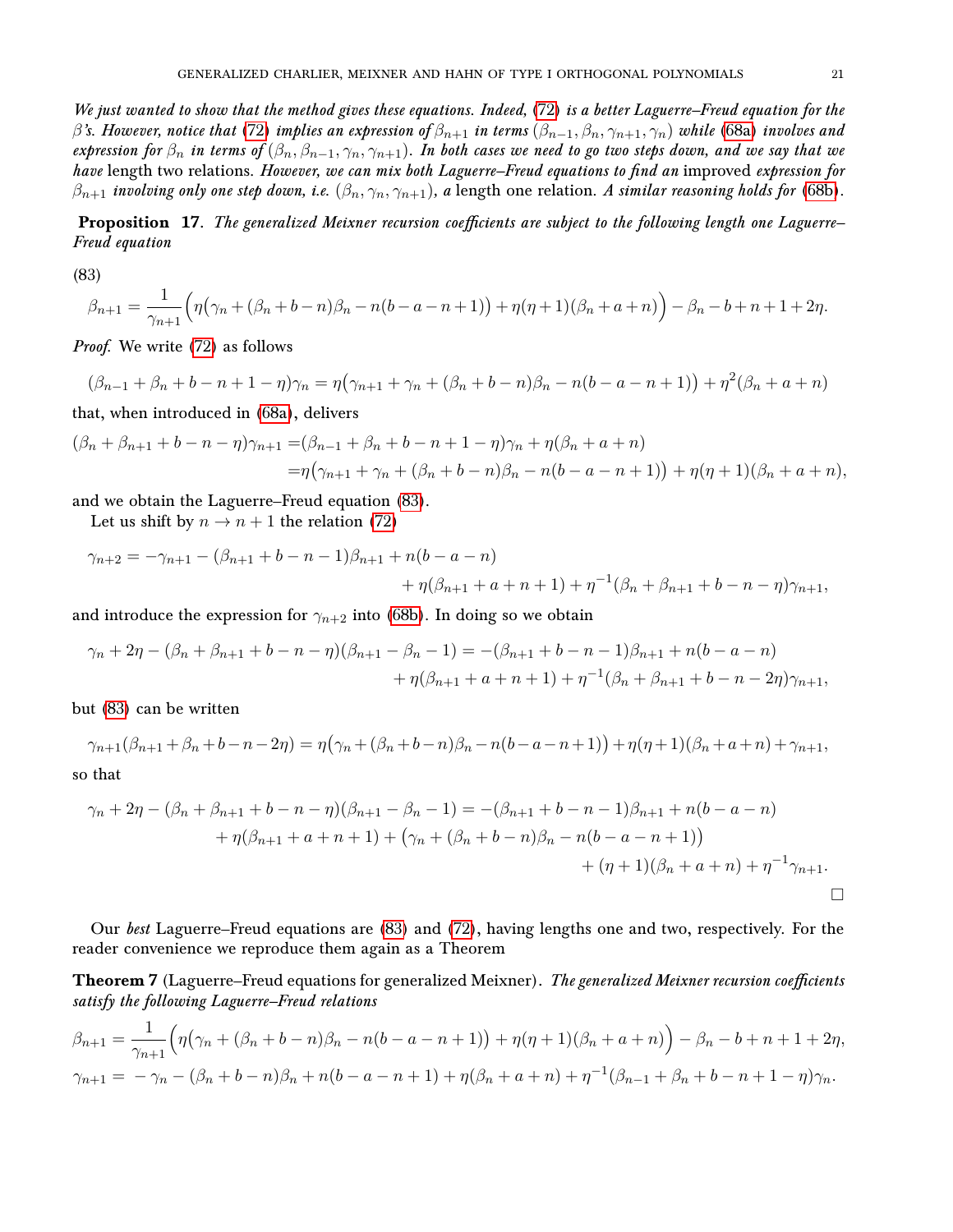*We just wanted to show that the method gives these equations. Indeed, (72) is a better Laguerre–Freud equation for the $\beta$'s. However, notice that (72) implies an expression of $\beta_{n+1}$ in terms $(\beta_{n-1}, \beta_n, \gamma_{n+1}, \gamma_n)$ while (68a) involves and expression for $\beta_n$ in terms of $(\beta_n, \beta_{n-1}, \gamma_n, \gamma_{n+1})$. In both cases we need to go two steps down, and we say that we have* length two relations. *However, we can mix both Laguerre–Freud equations to find an* improved *expression for $\beta_{n+1}$ involving only one step down, i.e. $(\beta_n, \gamma_n, \gamma_{n+1})$, a* length one relation. *A similar reasoning holds for (68b).*

**Proposition 17**. *The generalized Meixner recursion coefficients are subject to the following length one Laguerre–Freud equation*

(83)
$$\beta_{n+1} = \frac{1}{\gamma_{n+1}}\Big(\eta\big(\gamma_n + (\beta_n + b - n)\beta_n - n(b-a-n+1)\big) + \eta(\eta+1)(\beta_n + a + n)\Big) - \beta_n - b + n + 1 + 2\eta.$$

*Proof.* We write (72) as follows

$$(\beta_{n-1} + \beta_n + b - n + 1 - \eta)\gamma_n = \eta\big(\gamma_{n+1} + \gamma_n + (\beta_n + b - n)\beta_n - n(b-a-n+1)\big) + \eta^2(\beta_n + a + n)$$

that, when introduced in (68a), delivers

$$\begin{aligned}(\beta_n + \beta_{n+1} + b - n - \eta)\gamma_{n+1} =&(\beta_{n-1} + \beta_n + b - n + 1 - \eta)\gamma_n + \eta(\beta_n + a + n)\\ =&\eta\big(\gamma_{n+1} + \gamma_n + (\beta_n + b - n)\beta_n - n(b-a-n+1)\big) + \eta(\eta+1)(\beta_n + a + n),\end{aligned}$$

and we obtain the Laguerre–Freud equation (83).

Let us shift by $n \to n+1$ the relation (72)

$$\begin{aligned}\gamma_{n+2} = -\gamma_{n+1} - (\beta_{n+1} + b - n - 1)\beta_{n+1} + n(b-a-n)&\\ + \eta(\beta_{n+1} + a + n + 1) + \eta^{-1}(\beta_n + \beta_{n+1} + b - n - \eta)\gamma_{n+1},&\end{aligned}$$

and introduce the expression for $\gamma_{n+2}$ into (68b). In doing so we obtain

$$\begin{aligned}\gamma_n + 2\eta - (\beta_n + \beta_{n+1} + b - n - \eta)(\beta_{n+1} - \beta_n - 1) = -(\beta_{n+1} + b - n - 1)\beta_{n+1} + n(b-a-n)&\\ + \eta(\beta_{n+1} + a + n + 1) + \eta^{-1}(\beta_n + \beta_{n+1} + b - n - 2\eta)\gamma_{n+1},&\end{aligned}$$

but (83) can be written

$$\gamma_{n+1}(\beta_{n+1} + \beta_n + b - n - 2\eta) = \eta\big(\gamma_n + (\beta_n + b - n)\beta_n - n(b-a-n+1)\big) + \eta(\eta+1)(\beta_n + a + n) + \gamma_{n+1},$$

so that

$$\begin{aligned}\gamma_n + 2\eta - (\beta_n + \beta_{n+1} + b - n - \eta)(\beta_{n+1} - \beta_n - 1) = -(\beta_{n+1} + b - n - 1)\beta_{n+1} + n(b-a-n)&\\ + \eta(\beta_{n+1} + a + n + 1) + \big(\gamma_n + (\beta_n + b - n)\beta_n - n(b-a-n+1)\big)&\\ + (\eta+1)(\beta_n + a + n) + \eta^{-1}\gamma_{n+1}.&\end{aligned}$$

□

Our *best* Laguerre–Freud equations are (83) and (72), having lengths one and two, respectively. For the reader convenience we reproduce them again as a Theorem

**Theorem 7** (Laguerre–Freud equations for generalized Meixner). *The generalized Meixner recursion coefficients satisfy the following Laguerre–Freud relations*

$$\begin{aligned}\beta_{n+1} =& \frac{1}{\gamma_{n+1}}\Big(\eta\big(\gamma_n + (\beta_n + b - n)\beta_n - n(b-a-n+1)\big) + \eta(\eta+1)(\beta_n + a + n)\Big) - \beta_n - b + n + 1 + 2\eta,\\ \gamma_{n+1} =& -\gamma_n - (\beta_n + b - n)\beta_n + n(b-a-n+1) + \eta(\beta_n + a + n) + \eta^{-1}(\beta_{n-1} + \beta_n + b - n + 1 - \eta)\gamma_n.\end{aligned}$$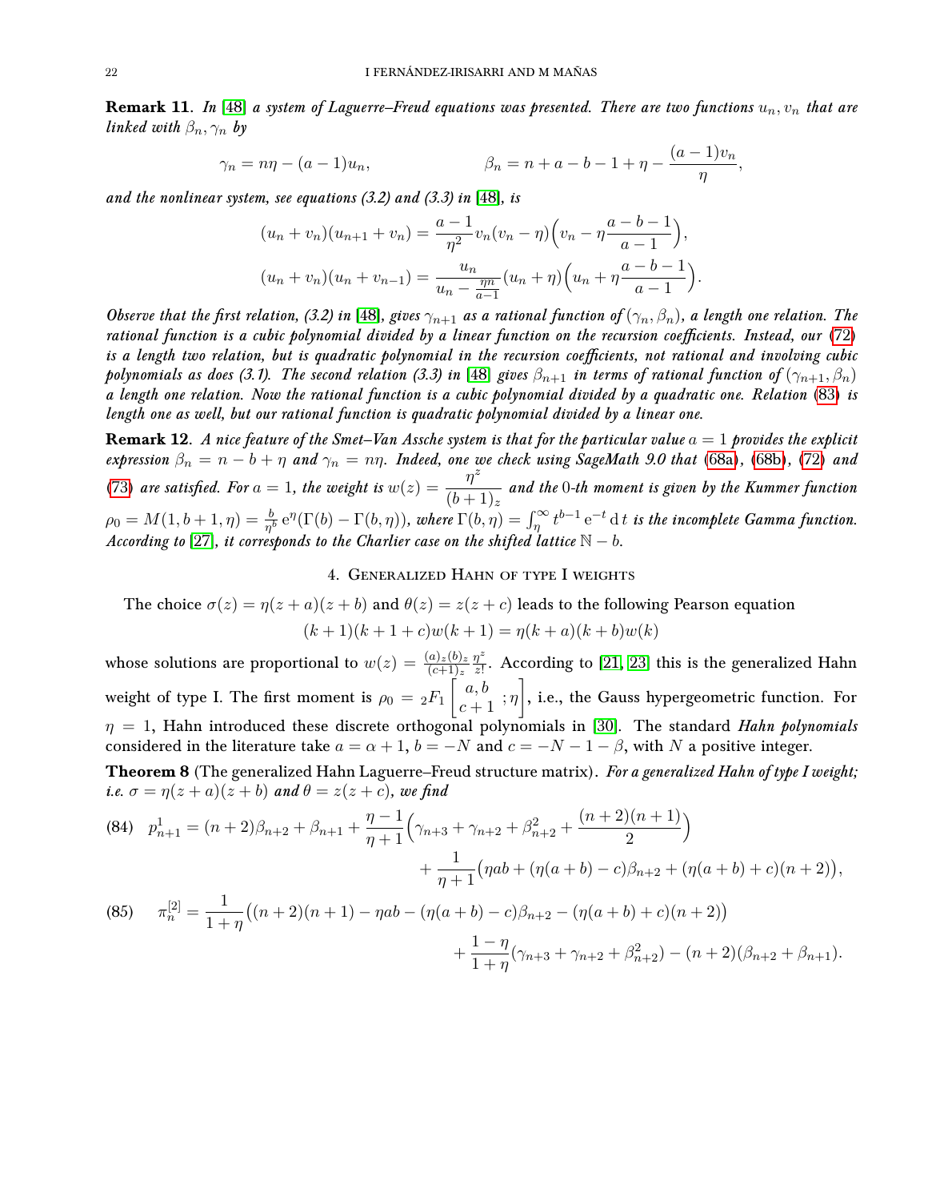**Remark 11**. *In [48] a system of Laguerre–Freud equations was presented. There are two functions $u_n, v_n$ that are linked with $\beta_n, \gamma_n$ by*

$$\gamma_n = n\eta - (a-1)u_n, \qquad\qquad \beta_n = n + a - b - 1 + \eta - \frac{(a-1)v_n}{\eta},$$

*and the nonlinear system, see equations (3.2) and (3.3) in [48], is*

$$(u_n + v_n)(u_{n+1} + v_n) = \frac{a-1}{\eta^2} v_n(v_n - \eta)\Big(v_n - \eta\frac{a-b-1}{a-1}\Big),$$

$$(u_n + v_n)(u_n + v_{n-1}) = \frac{u_n}{u_n - \frac{\eta n}{a-1}}(u_n + \eta)\Big(u_n + \eta\frac{a-b-1}{a-1}\Big).$$

*Observe that the first relation, (3.2) in [48], gives $\gamma_{n+1}$ as a rational function of $(\gamma_n, \beta_n)$, a length one relation. The rational function is a cubic polynomial divided by a linear function on the recursion coefficients. Instead, our (72) is a length two relation, but is quadratic polynomial in the recursion coefficients, not rational and involving cubic polynomials as does (3.1). The second relation (3.3) in [48] gives $\beta_{n+1}$ in terms of rational function of $(\gamma_{n+1}, \beta_n)$ a length one relation. Now the rational function is a cubic polynomial divided by a quadratic one. Relation (83) is length one as well, but our rational function is quadratic polynomial divided by a linear one.*

**Remark 12**. *A nice feature of the Smet–Van Assche system is that for the particular value $a = 1$ provides the explicit expression $\beta_n = n - b + \eta$ and $\gamma_n = n\eta$. Indeed, one we check using SageMath 9.0 that (68a), (68b), (72) and (73) are satisfied. For $a = 1$, the weight is $w(z) = \dfrac{\eta^z}{(b+1)_z}$ and the 0-th moment is given by the Kummer function $\rho_0 = M(1, b+1, \eta) = \frac{b}{\eta^b}\operatorname{e}^{\eta}(\Gamma(b) - \Gamma(b, \eta))$, where $\Gamma(b, \eta) = \int_\eta^\infty t^{b-1}\operatorname{e}^{-t}\operatorname{d}t$ is the incomplete Gamma function. According to [27], it corresponds to the Charlier case on the shifted lattice $\mathbb{N} - b$.*

## 4. Generalized Hahn of type I weights

The choice $\sigma(z) = \eta(z+a)(z+b)$ and $\theta(z) = z(z+c)$ leads to the following Pearson equation

$$(k+1)(k+1+c)w(k+1) = \eta(k+a)(k+b)w(k)$$

whose solutions are proportional to $w(z) = \frac{(a)_z(b)_z}{(c+1)_z}\frac{\eta^z}{z!}$. According to [21, 23] this is the generalized Hahn weight of type I. The first moment is $\rho_0 = {}_2F_1\left[\begin{matrix} a, b \\ c+1 \end{matrix}; \eta\right]$, i.e., the Gauss hypergeometric function. For $\eta = 1$, Hahn introduced these discrete orthogonal polynomials in [30]. The standard *Hahn polynomials* considered in the literature take $a = \alpha + 1$, $b = -N$ and $c = -N - 1 - \beta$, with $N$ a positive integer.

**Theorem 8** (The generalized Hahn Laguerre–Freud structure matrix). *For a generalized Hahn of type I weight; i.e. $\sigma = \eta(z+a)(z+b)$ and $\theta = z(z+c)$, we find*

$$p^1_{n+1} = (n+2)\beta_{n+2} + \beta_{n+1} + \frac{\eta - 1}{\eta + 1}\Big(\gamma_{n+3} + \gamma_{n+2} + \beta^2_{n+2} + \frac{(n+2)(n+1)}{2}\Big) + \frac{1}{\eta+1}\big(\eta ab + (\eta(a+b) - c)\beta_{n+2} + (\eta(a+b) + c)(n+2)\big), \tag{84}$$

$$\pi^{[2]}_n = \frac{1}{1+\eta}\big((n+2)(n+1) - \eta ab - (\eta(a+b) - c)\beta_{n+2} - (\eta(a+b) + c)(n+2)\big) + \frac{1-\eta}{1+\eta}(\gamma_{n+3} + \gamma_{n+2} + \beta^2_{n+2}) - (n+2)(\beta_{n+2} + \beta_{n+1}). \tag{85}$$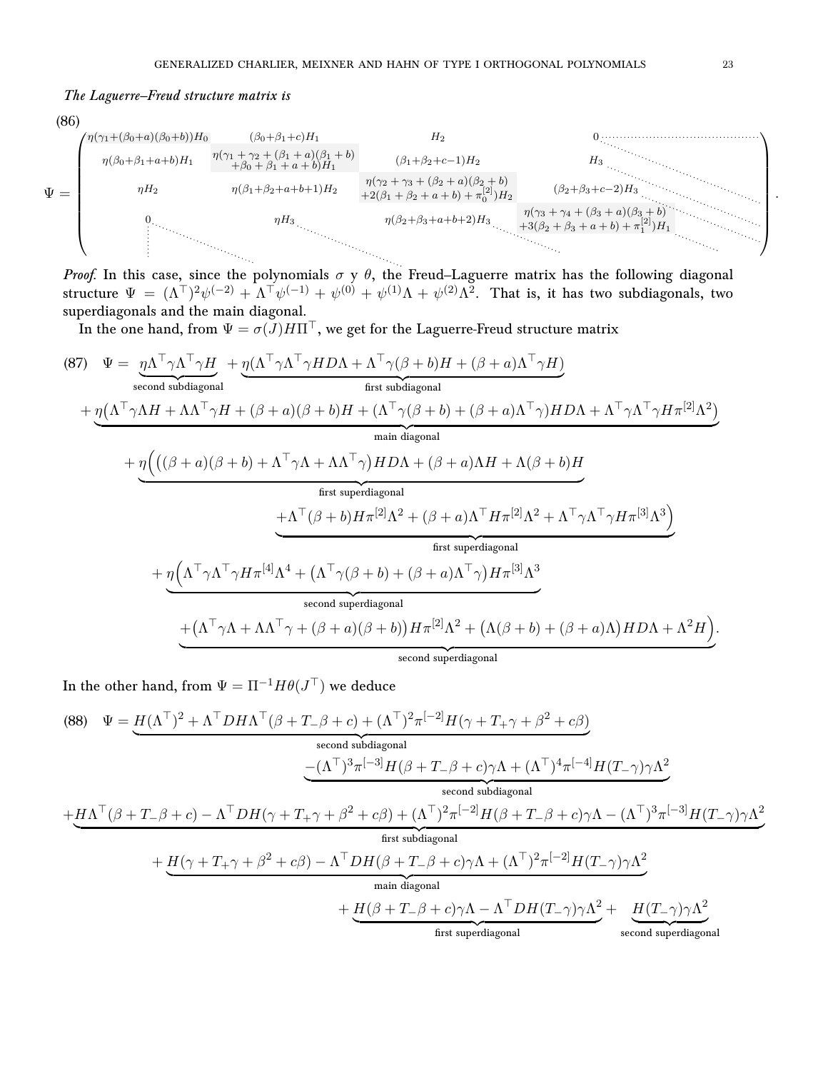*The Laguerre–Freud structure matrix is*

$$
\Psi = \begin{pmatrix}
\eta(\gamma_1+(\beta_0+a)(\beta_0+b))H_0 & (\beta_0+\beta_1+c)H_1 & H_2 & 0 & \\
\eta(\beta_0+\beta_1+a+b)H_1 & \begin{matrix}\eta(\gamma_1+\gamma_2+(\beta_1+a)(\beta_1+b)\\ +\beta_0+\beta_1+a+b)H_1\end{matrix} & (\beta_1+\beta_2+c-1)H_2 & H_3 & \ddots \\
\eta H_2 & \eta(\beta_1+\beta_2+a+b+1)H_2 & \begin{matrix}\eta(\gamma_2+\gamma_3+(\beta_2+a)(\beta_2+b)\\ +2(\beta_1+\beta_2+a+b)+\pi_0^{[2]})H_2\end{matrix} & (\beta_2+\beta_3+c-2)H_3 & \ddots \\
0 & \eta H_3 & \eta(\beta_2+\beta_3+a+b+2)H_3 & \begin{matrix}\eta(\gamma_3+\gamma_4+(\beta_3+a)(\beta_3+b)\\ +3(\beta_2+\beta_3+a+b)+\pi_1^{[2]})H_1\end{matrix} & \ddots \\
\vdots & \ddots & \ddots & \ddots & \ddots
\end{pmatrix}. \tag{86}
$$

*Proof.* In this case, since the polynomials $\sigma$ y $\theta$, the Freud–Laguerre matrix has the following diagonal structure $\Psi = (\Lambda^\top)^2\psi^{(-2)} + \Lambda^\top\psi^{(-1)} + \psi^{(0)} + \psi^{(1)}\Lambda + \psi^{(2)}\Lambda^2$. That is, it has two subdiagonals, two superdiagonals and the main diagonal.

In the one hand, from $\Psi = \sigma(J)H\Pi^\top$, we get for the Laguerre-Freud structure matrix

$$
\begin{aligned}
\Psi = {}& \underbrace{\eta\Lambda^\top\gamma\Lambda^\top\gamma H}_{\text{second subdiagonal}} + \underbrace{\eta(\Lambda^\top\gamma\Lambda^\top\gamma HD\Lambda + \Lambda^\top\gamma(\beta+b)H + (\beta+a)\Lambda^\top\gamma H)}_{\text{first subdiagonal}} \\
&+ \underbrace{\eta\big(\Lambda^\top\gamma\Lambda H + \Lambda\Lambda^\top\gamma H + (\beta+a)(\beta+b)H + (\Lambda^\top\gamma(\beta+b) + (\beta+a)\Lambda^\top\gamma)HD\Lambda + \Lambda^\top\gamma\Lambda^\top\gamma H\pi^{[2]}\Lambda^2\big)}_{\text{main diagonal}} \\
&+ \underbrace{\eta\Big(\big((\beta+a)(\beta+b) + \Lambda^\top\gamma\Lambda + \Lambda\Lambda^\top\gamma\big)HD\Lambda + (\beta+a)\Lambda H + \Lambda(\beta+b)H}_{\text{first superdiagonal}} \\
&\qquad \underbrace{+\Lambda^\top(\beta+b)H\pi^{[2]}\Lambda^2 + (\beta+a)\Lambda^\top H\pi^{[2]}\Lambda^2 + \Lambda^\top\gamma\Lambda^\top\gamma H\pi^{[3]}\Lambda^3\Big)}_{\text{first superdiagonal}} \\
&+ \underbrace{\eta\Big(\Lambda^\top\gamma\Lambda^\top\gamma H\pi^{[4]}\Lambda^4 + \big(\Lambda^\top\gamma(\beta+b) + (\beta+a)\Lambda^\top\gamma\big)H\pi^{[3]}\Lambda^3}_{\text{second superdiagonal}} \\
&\qquad \underbrace{+\big(\Lambda^\top\gamma\Lambda + \Lambda\Lambda^\top\gamma + (\beta+a)(\beta+b)\big)H\pi^{[2]}\Lambda^2 + \big(\Lambda(\beta+b) + (\beta+a)\Lambda\big)HD\Lambda + \Lambda^2 H\Big)}_{\text{second superdiagonal}}.
\end{aligned} \tag{87}
$$

In the other hand, from $\Psi = \Pi^{-1}H\theta(J^\top)$ we deduce

$$
\begin{aligned}
\Psi = {}& \underbrace{H(\Lambda^\top)^2 + \Lambda^\top DH\Lambda^\top(\beta + T_-\beta + c) + (\Lambda^\top)^2\pi^{[-2]}H(\gamma + T_+\gamma + \beta^2 + c\beta)}_{\text{second subdiagonal}} \\
&\qquad \underbrace{-(\Lambda^\top)^3\pi^{[-3]}H(\beta + T_-\beta + c)\gamma\Lambda + (\Lambda^\top)^4\pi^{[-4]}H(T_-\gamma)\gamma\Lambda^2}_{\text{second subdiagonal}} \\
&+ \underbrace{H\Lambda^\top(\beta + T_-\beta + c) - \Lambda^\top DH(\gamma + T_+\gamma + \beta^2 + c\beta) + (\Lambda^\top)^2\pi^{[-2]}H(\beta + T_-\beta + c)\gamma\Lambda - (\Lambda^\top)^3\pi^{[-3]}H(T_-\gamma)\gamma\Lambda^2}_{\text{first subdiagonal}} \\
&+ \underbrace{H(\gamma + T_+\gamma + \beta^2 + c\beta) - \Lambda^\top DH(\beta + T_-\beta + c)\gamma\Lambda + (\Lambda^\top)^2\pi^{[-2]}H(T_-\gamma)\gamma\Lambda^2}_{\text{main diagonal}} \\
&+ \underbrace{H(\beta + T_-\beta + c)\gamma\Lambda - \Lambda^\top DH(T_-\gamma)\gamma\Lambda^2}_{\text{first superdiagonal}} + \underbrace{H(T_-\gamma)\gamma\Lambda^2}_{\text{second superdiagonal}}
\end{aligned} \tag{88}
$$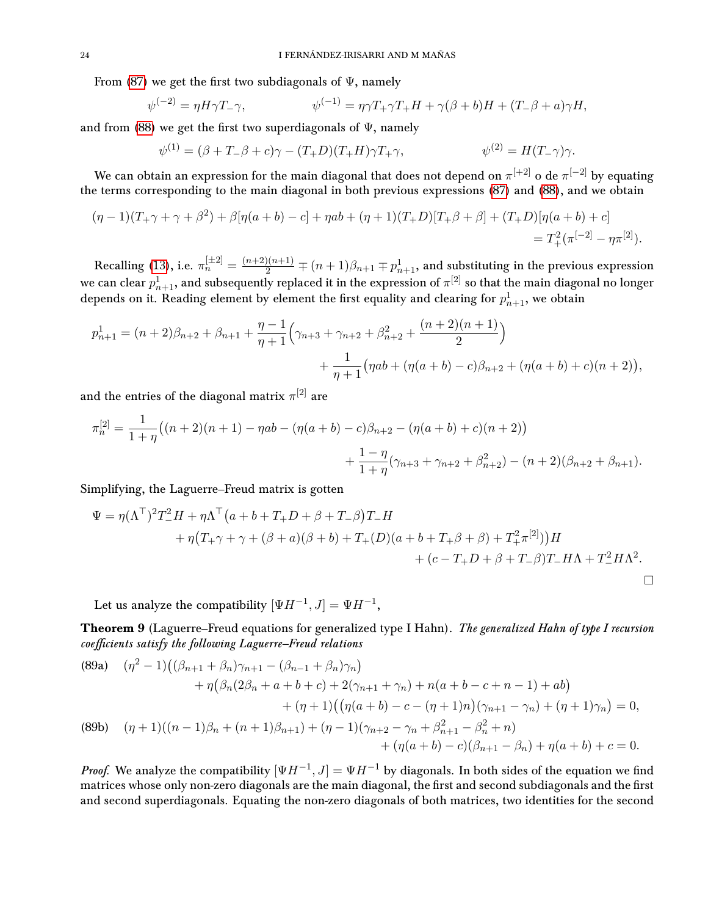From (87) we get the first two subdiagonals of $\Psi$, namely

$$\psi^{(-2)} = \eta H\gamma T_-\gamma, \qquad \psi^{(-1)} = \eta\gamma T_+\gamma T_+ H + \gamma(\beta+b)H + (T_-\beta + a)\gamma H,$$

and from (88) we get the first two superdiagonals of $\Psi$, namely

$$\psi^{(1)} = (\beta + T_-\beta + c)\gamma - (T_+D)(T_+H)\gamma T_+\gamma, \qquad \psi^{(2)} = H(T_-\gamma)\gamma.$$

We can obtain an expression for the main diagonal that does not depend on $\pi^{[+2]}$ o de $\pi^{[-2]}$ by equating the terms corresponding to the main diagonal in both previous expressions (87) and (88), and we obtain

$$(\eta-1)(T_+\gamma + \gamma + \beta^2) + \beta[\eta(a+b) - c] + \eta ab + (\eta+1)(T_+D)[T_+\beta + \beta] + (T_+D)[\eta(a+b)+c] \\ = T_+^2(\pi^{[-2]} - \eta\pi^{[2]}).$$

Recalling (13), i.e. $\pi_n^{[\pm 2]} = \frac{(n+2)(n+1)}{2} \mp (n+1)\beta_{n+1} \mp p^1_{n+1}$, and substituting in the previous expression we can clear $p^1_{n+1}$, and subsequently replaced it in the expression of $\pi^{[2]}$ so that the main diagonal no longer depends on it. Reading element by element the first equality and clearing for $p^1_{n+1}$, we obtain

$$p^1_{n+1} = (n+2)\beta_{n+2} + \beta_{n+1} + \frac{\eta-1}{\eta+1}\Big(\gamma_{n+3} + \gamma_{n+2} + \beta^2_{n+2} + \frac{(n+2)(n+1)}{2}\Big) \\ + \frac{1}{\eta+1}\big(\eta ab + (\eta(a+b) - c)\beta_{n+2} + (\eta(a+b)+c)(n+2)\big),$$

and the entries of the diagonal matrix $\pi^{[2]}$ are

$$\pi_n^{[2]} = \frac{1}{1+\eta}\big((n+2)(n+1) - \eta ab - (\eta(a+b)-c)\beta_{n+2} - (\eta(a+b)+c)(n+2)\big) \\ + \frac{1-\eta}{1+\eta}(\gamma_{n+3} + \gamma_{n+2} + \beta^2_{n+2}) - (n+2)(\beta_{n+2} + \beta_{n+1}).$$

Simplifying, the Laguerre–Freud matrix is gotten

$$\Psi = \eta(\Lambda^\top)^2 T_-^2 H + \eta\Lambda^\top\big(a + b + T_+D + \beta + T_-\beta\big)T_- H \\ + \eta\big(T_+\gamma + \gamma + (\beta+a)(\beta+b) + T_+(D)(a+b+T_+\beta+\beta) + T_+^2\pi^{[2]})\big)H \\ + (c - T_+D + \beta + T_-\beta)T_- H\Lambda + T_-^2 H\Lambda^2.$$

□

Let us analyze the compatibility $[\Psi H^{-1}, J] = \Psi H^{-1}$,

**Theorem 9** (Laguerre–Freud equations for generalized type I Hahn). *The generalized Hahn of type I recursion coefficients satisfy the following Laguerre–Freud relations*

$$(89a) \quad (\eta^2-1)\big((\beta_{n+1} + \beta_n)\gamma_{n+1} - (\beta_{n-1} + \beta_n)\gamma_n\big) \\ + \eta\big(\beta_n(2\beta_n + a + b + c) + 2(\gamma_{n+1} + \gamma_n) + n(a + b - c + n - 1) + ab\big) \\ + (\eta+1)\big((\eta(a+b) - c - (\eta+1)n)(\gamma_{n+1} - \gamma_n) + (\eta+1)\gamma_n\big) = 0,$$

$$(89b) \quad (\eta+1)((n-1)\beta_n + (n+1)\beta_{n+1}) + (\eta-1)(\gamma_{n+2} - \gamma_n + \beta^2_{n+1} - \beta^2_n + n) \\ + (\eta(a+b) - c)(\beta_{n+1} - \beta_n) + \eta(a+b) + c = 0.$$

*Proof.* We analyze the compatibility $[\Psi H^{-1}, J] = \Psi H^{-1}$ by diagonals. In both sides of the equation we find matrices whose only non-zero diagonals are the main diagonal, the first and second subdiagonals and the first and second superdiagonals. Equating the non-zero diagonals of both matrices, two identities for the second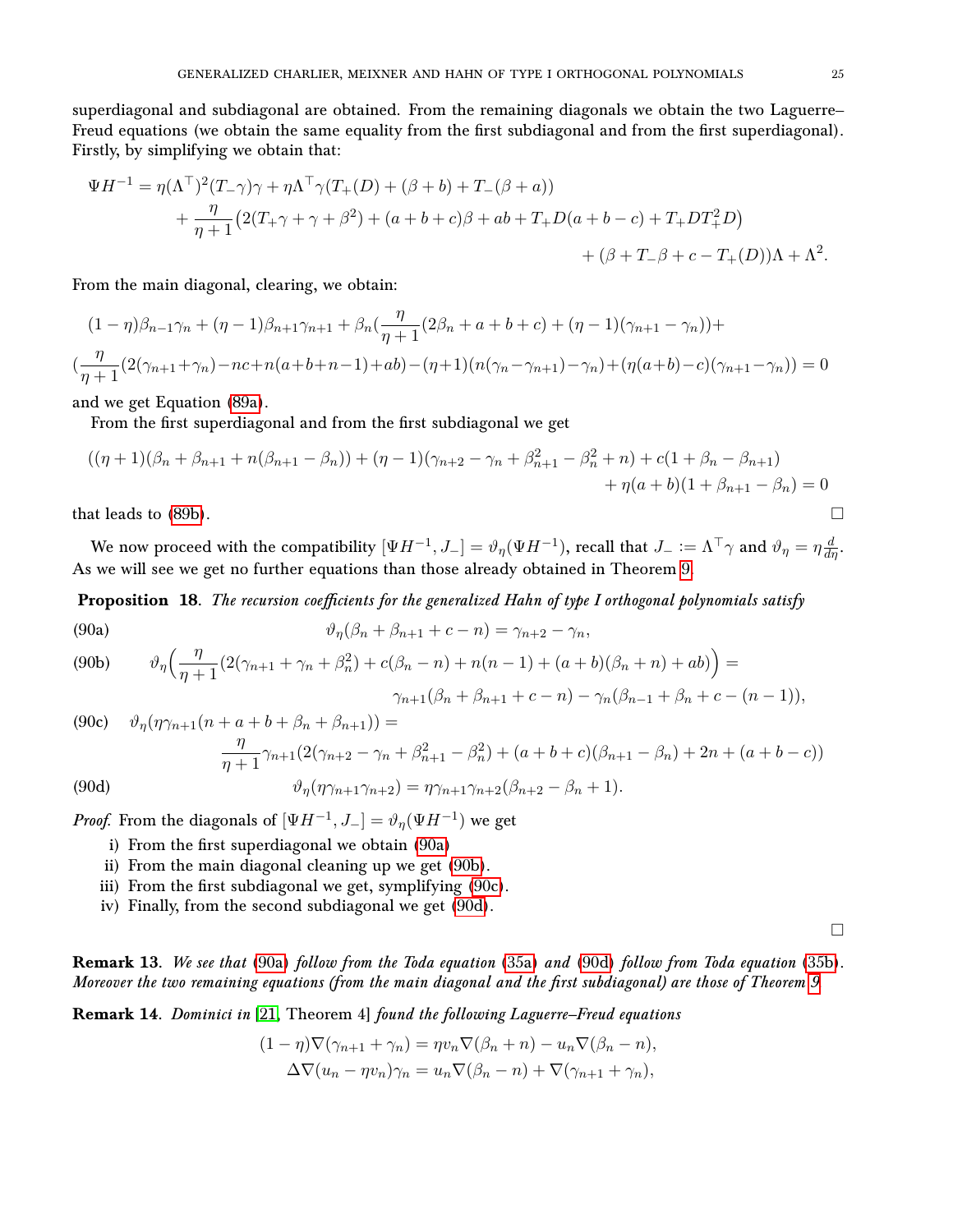superdiagonal and subdiagonal are obtained. From the remaining diagonals we obtain the two Laguerre–Freud equations (we obtain the same equality from the first subdiagonal and from the first superdiagonal). Firstly, by simplifying we obtain that:

$$
\begin{aligned}
\Psi H^{-1} = \eta(\Lambda^\top)^2(T_-\gamma)\gamma + \eta\Lambda^\top\gamma(T_+(D) + (\beta+b) + T_-(\beta+a)) \\
+ \frac{\eta}{\eta+1}\big(2(T_+\gamma + \gamma + \beta^2) + (a+b+c)\beta + ab + T_+D(a+b-c) + T_+DT_+^2D\big) \\
+ (\beta + T_-\beta + c - T_+(D))\Lambda + \Lambda^2.
\end{aligned}
$$

From the main diagonal, clearing, we obtain:

$$
\begin{aligned}
&(1-\eta)\beta_{n-1}\gamma_n + (\eta-1)\beta_{n+1}\gamma_{n+1} + \beta_n\Big(\frac{\eta}{\eta+1}(2\beta_n + a + b + c) + (\eta-1)(\gamma_{n+1} - \gamma_n)\Big) + \\
&\Big(\frac{\eta}{\eta+1}(2(\gamma_{n+1}+\gamma_n) - nc + n(a+b+n-1) + ab) - (\eta+1)(n(\gamma_n - \gamma_{n+1}) - \gamma_n) + (\eta(a+b)-c)(\gamma_{n+1}-\gamma_n)\Big) = 0
\end{aligned}
$$

and we get Equation (89a).

From the first superdiagonal and from the first subdiagonal we get

$$
\begin{aligned}
((\eta+1)(\beta_n + \beta_{n+1} + n(\beta_{n+1} - \beta_n)) + (\eta-1)(\gamma_{n+2} - \gamma_n + \beta_{n+1}^2 - \beta_n^2 + n) + c(1 + \beta_n - \beta_{n+1}) \\
+ \eta(a+b)(1 + \beta_{n+1} - \beta_n) = 0
\end{aligned}
$$

that leads to (89b). □

We now proceed with the compatibility $[\Psi H^{-1}, J_-] = \vartheta_\eta(\Psi H^{-1})$, recall that $J_- := \Lambda^\top\gamma$ and $\vartheta_\eta = \eta\frac{d}{d\eta}$. As we will see we get no further equations than those already obtained in Theorem 9.

**Proposition 18.** *The recursion coefficients for the generalized Hahn of type I orthogonal polynomials satisfy*

$$
\vartheta_\eta(\beta_n + \beta_{n+1} + c - n) = \gamma_{n+2} - \gamma_n, \tag{90a}
$$

$$
\begin{aligned}
\vartheta_\eta\Big(\frac{\eta}{\eta+1}(2(\gamma_{n+1} + \gamma_n + \beta_n^2) + c(\beta_n - n) + n(n-1) + (a+b)(\beta_n + n) + ab)\Big) = \\
\gamma_{n+1}(\beta_n + \beta_{n+1} + c - n) - \gamma_n(\beta_{n-1} + \beta_n + c - (n-1)),
\end{aligned} \tag{90b}
$$

$$
\begin{aligned}
&\vartheta_\eta(\eta\gamma_{n+1}(n + a + b + \beta_n + \beta_{n+1})) = \\
&\qquad \frac{\eta}{\eta+1}\gamma_{n+1}(2(\gamma_{n+2} - \gamma_n + \beta_{n+1}^2 - \beta_n^2) + (a+b+c)(\beta_{n+1} - \beta_n) + 2n + (a+b-c))
\end{aligned} \tag{90c}
$$

$$
\vartheta_\eta(\eta\gamma_{n+1}\gamma_{n+2}) = \eta\gamma_{n+1}\gamma_{n+2}(\beta_{n+2} - \beta_n + 1). \tag{90d}
$$

*Proof.* From the diagonals of $[\Psi H^{-1}, J_-] = \vartheta_\eta(\Psi H^{-1})$ we get

i) From the first superdiagonal we obtain (90a)
ii) From the main diagonal cleaning up we get (90b).
iii) From the first subdiagonal we get, symplifying (90c).
iv) Finally, from the second subdiagonal we get (90d).

□

**Remark 13.** *We see that (90a) follow from the Toda equation (35a) and (90d) follow from Toda equation (35b). Moreover the two remaining equations (from the main diagonal and the first subdiagonal) are those of Theorem 9*

**Remark 14.** *Dominici in [21, Theorem 4] found the following Laguerre–Freud equations*

$$
\begin{aligned}
(1-\eta)\nabla(\gamma_{n+1} + \gamma_n) &= \eta v_n\nabla(\beta_n + n) - u_n\nabla(\beta_n - n), \\
\Delta\nabla(u_n - \eta v_n)\gamma_n &= u_n\nabla(\beta_n - n) + \nabla(\gamma_{n+1} + \gamma_n),
\end{aligned}
$$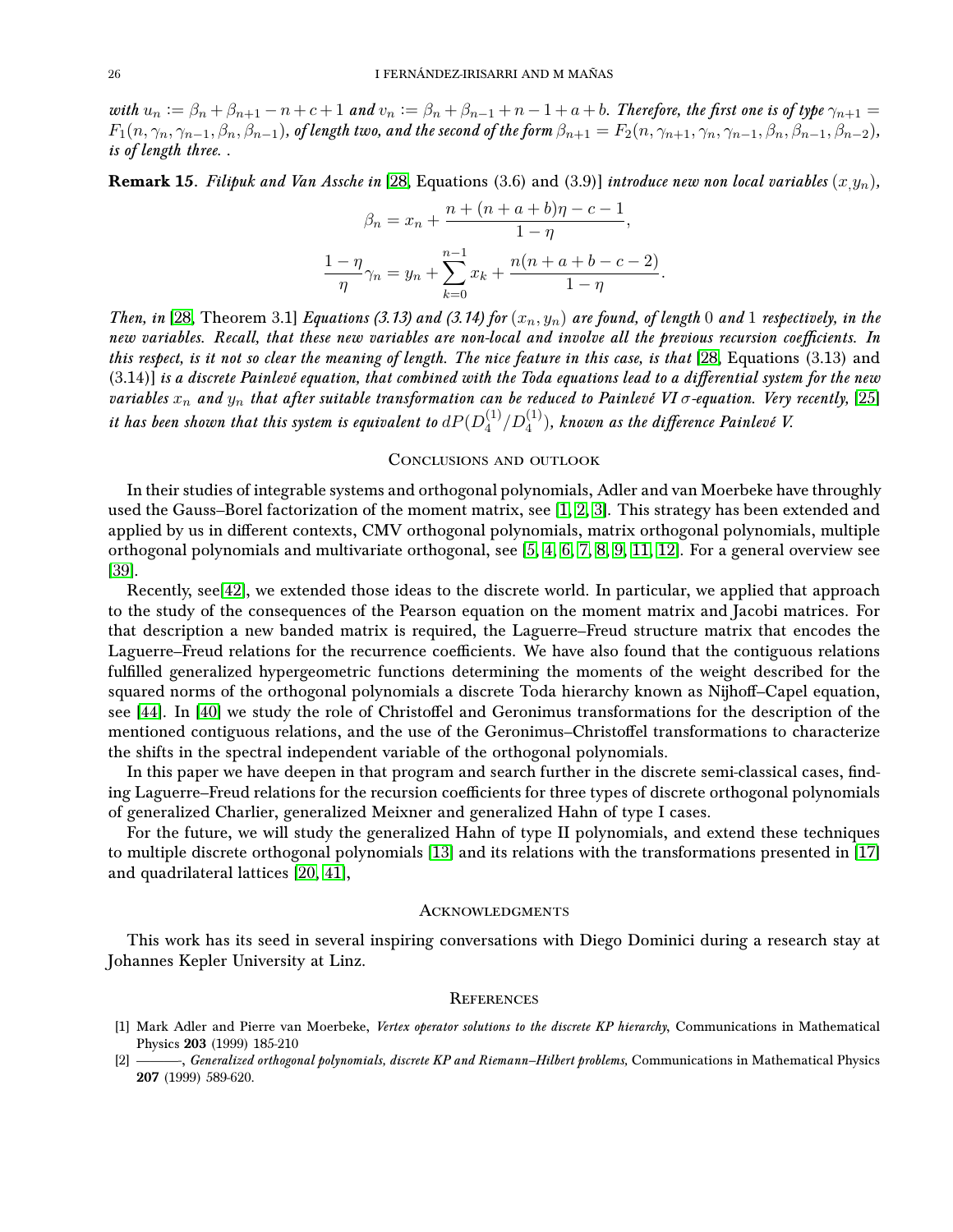*with $u_n := \beta_n + \beta_{n+1} - n + c + 1$ and $v_n := \beta_n + \beta_{n-1} + n - 1 + a + b$. Therefore, the first one is of type $\gamma_{n+1} = F_1(n, \gamma_n, \gamma_{n-1}, \beta_n, \beta_{n-1})$, of length two, and the second of the form $\beta_{n+1} = F_2(n, \gamma_{n+1}, \gamma_n, \gamma_{n-1}, \beta_n, \beta_{n-1}, \beta_{n-2})$, is of length three. .*

**Remark 15**. *Filipuk and Van Assche in* [28, Equations (3.6) and (3.9)] *introduce new non local variables $(x_, y_n)$,*

$$\beta_n = x_n + \frac{n + (n + a + b)\eta - c - 1}{1 - \eta},$$

$$\frac{1 - \eta}{\eta}\gamma_n = y_n + \sum_{k=0}^{n-1} x_k + \frac{n(n + a + b - c - 2)}{1 - \eta}.$$

*Then, in* [28, Theorem 3.1] *Equations (3.13) and (3.14) for $(x_n, y_n)$ are found, of length $0$ and $1$ respectively, in the new variables. Recall, that these new variables are non-local and involve all the previous recursion coefficients. In this respect, is it not so clear the meaning of length. The nice feature in this case, is that* [28, Equations (3.13) and (3.14)] *is a discrete Painlevé equation, that combined with the Toda equations lead to a differential system for the new variables $x_n$ and $y_n$ that after suitable transformation can be reduced to Painlevé VI $\sigma$-equation. Very recently,* [25] *it has been shown that this system is equivalent to $dP(D_4^{(1)}/D_4^{(1)})$, known as the difference Painlevé V.*

## Conclusions and outlook

In their studies of integrable systems and orthogonal polynomials, Adler and van Moerbeke have throughly used the Gauss–Borel factorization of the moment matrix, see [1, 2, 3]. This strategy has been extended and applied by us in different contexts, CMV orthogonal polynomials, matrix orthogonal polynomials, multiple orthogonal polynomials and multivariate orthogonal, see [5, 4, 6, 7, 8, 9, 11, 12]. For a general overview see [39].

Recently, see[42], we extended those ideas to the discrete world. In particular, we applied that approach to the study of the consequences of the Pearson equation on the moment matrix and Jacobi matrices. For that description a new banded matrix is required, the Laguerre–Freud structure matrix that encodes the Laguerre–Freud relations for the recurrence coefficients. We have also found that the contiguous relations fulfilled generalized hypergeometric functions determining the moments of the weight described for the squared norms of the orthogonal polynomials a discrete Toda hierarchy known as Nijhoff–Capel equation, see [44]. In [40] we study the role of Christoffel and Geronimus transformations for the description of the mentioned contiguous relations, and the use of the Geronimus–Christoffel transformations to characterize the shifts in the spectral independent variable of the orthogonal polynomials.

In this paper we have deepen in that program and search further in the discrete semi-classical cases, finding Laguerre–Freud relations for the recursion coefficients for three types of discrete orthogonal polynomials of generalized Charlier, generalized Meixner and generalized Hahn of type I cases.

For the future, we will study the generalized Hahn of type II polynomials, and extend these techniques to multiple discrete orthogonal polynomials [13] and its relations with the transformations presented in [17] and quadrilateral lattices [20, 41],

## Acknowledgments

This work has its seed in several inspiring conversations with Diego Dominici during a research stay at Johannes Kepler University at Linz.

## References

[1] Mark Adler and Pierre van Moerbeke, *Vertex operator solutions to the discrete KP hierarchy*, Communications in Mathematical Physics **203** (1999) 185-210

[2] ———, *Generalized orthogonal polynomials, discrete KP and Riemann–Hilbert problems*, Communications in Mathematical Physics **207** (1999) 589-620.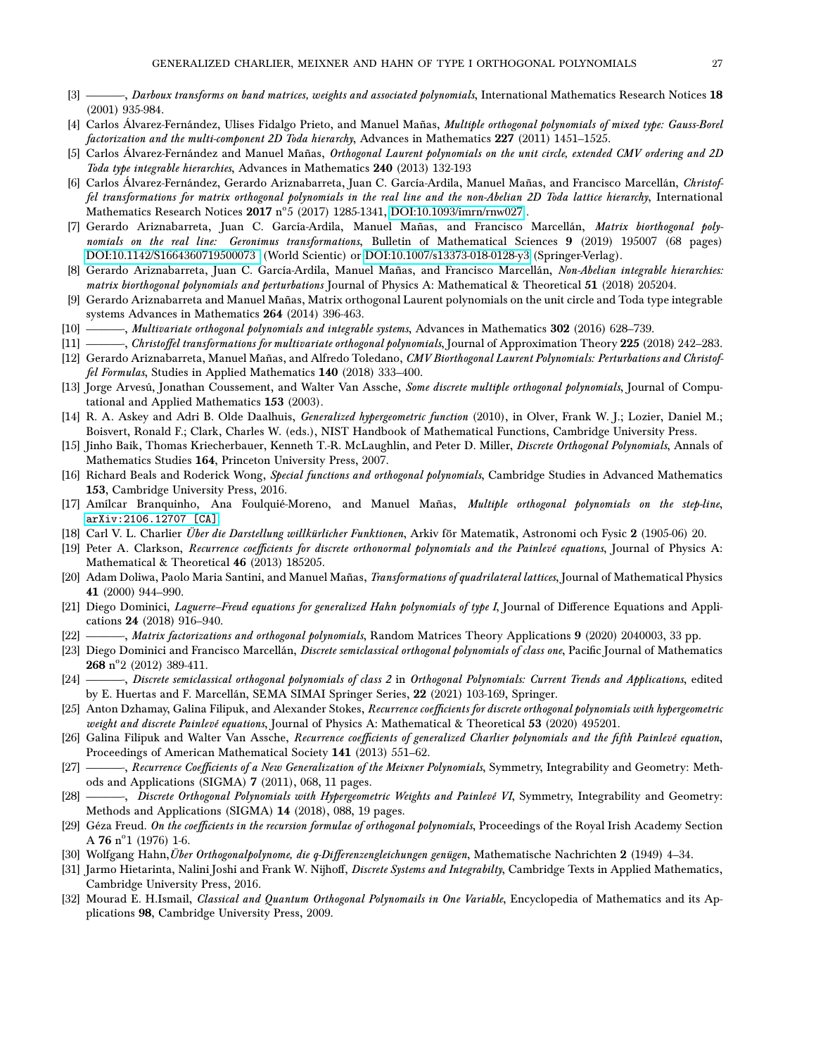[3] ———, *Darboux transforms on band matrices, weights and associated polynomials*, International Mathematics Research Notices **18** (2001) 935-984.

[4] Carlos Álvarez-Fernández, Ulises Fidalgo Prieto, and Manuel Mañas, *Multiple orthogonal polynomials of mixed type: Gauss-Borel factorization and the multi-component 2D Toda hierarchy*, Advances in Mathematics **227** (2011) 1451–1525.

[5] Carlos Álvarez-Fernández and Manuel Mañas, *Orthogonal Laurent polynomials on the unit circle, extended CMV ordering and 2D Toda type integrable hierarchies*, Advances in Mathematics **240** (2013) 132-193

[6] Carlos Álvarez-Fernández, Gerardo Ariznabarreta, Juan C. García-Ardila, Manuel Mañas, and Francisco Marcellán, *Christoffel transformations for matrix orthogonal polynomials in the real line and the non-Abelian 2D Toda lattice hierarchy*, International Mathematics Research Notices **2017** nº5 (2017) 1285-1341, DOI:10.1093/imrn/rnw027 .

[7] Gerardo Ariznabarreta, Juan C. García-Ardila, Manuel Mañas, and Francisco Marcellán, *Matrix biorthogonal polynomials on the real line: Geronimus transformations*, Bulletin of Mathematical Sciences **9** (2019) 195007 (68 pages) DOI:10.1142/S1664360719500073 (World Scientic) or DOI:10.1007/s13373-018-0128-y3 (Springer-Verlag).

[8] Gerardo Ariznabarreta, Juan C. García-Ardila, Manuel Mañas, and Francisco Marcellán, *Non-Abelian integrable hierarchies: matrix biorthogonal polynomials and perturbations* Journal of Physics A: Mathematical & Theoretical **51** (2018) 205204.

[9] Gerardo Ariznabarreta and Manuel Mañas, Matrix orthogonal Laurent polynomials on the unit circle and Toda type integrable systems Advances in Mathematics **264** (2014) 396-463.

[10] ———, *Multivariate orthogonal polynomials and integrable systems*, Advances in Mathematics **302** (2016) 628–739.

[11] ———, *Christoffel transformations for multivariate orthogonal polynomials*, Journal of Approximation Theory **225** (2018) 242–283.

[12] Gerardo Ariznabarreta, Manuel Mañas, and Alfredo Toledano, *CMV Biorthogonal Laurent Polynomials: Perturbations and Christoffel Formulas*, Studies in Applied Mathematics **140** (2018) 333–400.

[13] Jorge Arvesú, Jonathan Coussement, and Walter Van Assche, *Some discrete multiple orthogonal polynomials*, Journal of Computational and Applied Mathematics **153** (2003).

[14] R. A. Askey and Adri B. Olde Daalhuis, *Generalized hypergeometric function* (2010), in Olver, Frank W. J.; Lozier, Daniel M.; Boisvert, Ronald F.; Clark, Charles W. (eds.), NIST Handbook of Mathematical Functions, Cambridge University Press.

[15] Jinho Baik, Thomas Kriecherbauer, Kenneth T.-R. McLaughlin, and Peter D. Miller, *Discrete Orthogonal Polynomials*, Annals of Mathematics Studies **164**, Princeton University Press, 2007.

[16] Richard Beals and Roderick Wong, *Special functions and orthogonal polynomials*, Cambridge Studies in Advanced Mathematics **153**, Cambridge University Press, 2016.

[17] Amílcar Branquinho, Ana Foulquié-Moreno, and Manuel Mañas, *Multiple orthogonal polynomials on the step-line*, arXiv:2106.12707 [CA].

[18] Carl V. L. Charlier *Über die Darstellung willkürlicher Funktionen*, Arkiv för Matematik, Astronomi och Fysic **2** (1905-06) 20.

[19] Peter A. Clarkson, *Recurrence coefficients for discrete orthonormal polynomials and the Painlevé equations*, Journal of Physics A: Mathematical & Theoretical **46** (2013) 185205.

[20] Adam Doliwa, Paolo Maria Santini, and Manuel Mañas, *Transformations of quadrilateral lattices*, Journal of Mathematical Physics **41** (2000) 944–990.

[21] Diego Dominici, *Laguerre–Freud equations for generalized Hahn polynomials of type I*, Journal of Difference Equations and Applications **24** (2018) 916–940.

[22] ———, *Matrix factorizations and orthogonal polynomials*, Random Matrices Theory Applications **9** (2020) 2040003, 33 pp.

[23] Diego Dominici and Francisco Marcellán, *Discrete semiclassical orthogonal polynomials of class one*, Pacific Journal of Mathematics **268** nº2 (2012) 389-411.

[24] ———, *Discrete semiclassical orthogonal polynomials of class 2* in *Orthogonal Polynomials: Current Trends and Applications*, edited by E. Huertas and F. Marcellán, SEMA SIMAI Springer Series, **22** (2021) 103-169, Springer.

[25] Anton Dzhamay, Galina Filipuk, and Alexander Stokes, *Recurrence coefficients for discrete orthogonal polynomials with hypergeometric weight and discrete Painlevé equations*, Journal of Physics A: Mathematical & Theoretical **53** (2020) 495201.

[26] Galina Filipuk and Walter Van Assche, *Recurrence coefficients of generalized Charlier polynomials and the fifth Painlevé equation*, Proceedings of American Mathematical Society **141** (2013) 551–62.

[27] ———, *Recurrence Coefficients of a New Generalization of the Meixner Polynomials*, Symmetry, Integrability and Geometry: Methods and Applications (SIGMA) **7** (2011), 068, 11 pages.

[28] ———, *Discrete Orthogonal Polynomials with Hypergeometric Weights and Painlevé VI*, Symmetry, Integrability and Geometry: Methods and Applications (SIGMA) **14** (2018), 088, 19 pages.

[29] Géza Freud. *On the coefficients in the recursion formulae of orthogonal polynomials*, Proceedings of the Royal Irish Academy Section A **76** nº1 (1976) 1-6.

[30] Wolfgang Hahn, *Über Orthogonalpolynome, die q-Differenzengleichungen genügen*, Mathematische Nachrichten **2** (1949) 4–34.

[31] Jarmo Hietarinta, Nalini Joshi and Frank W. Nijhoff, *Discrete Systems and Integrabilty*, Cambridge Texts in Applied Mathematics, Cambridge University Press, 2016.

[32] Mourad E. H.Ismail, *Classical and Quantum Orthogonal Polynomails in One Variable*, Encyclopedia of Mathematics and its Applications **98**, Cambridge University Press, 2009.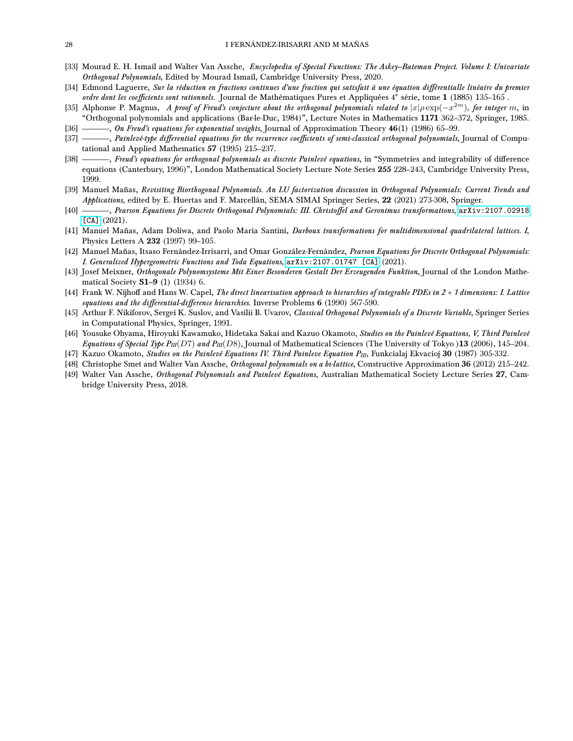[33] Mourad E. H. Ismail and Walter Van Assche, *Encyclopedia of Special Functions: The Askey–Bateman Project. Volume I: Univariate Orthogonal Polynomials*, Edited by Mourad Ismail, Cambridge University Press, 2020.

[34] Edmond Laguerre, *Sur la réduction en fractions continues d'une fraction qui satisfait à une équation differéntialle linéaire du premier ordre dont les coefficients sont rationnels.* Journal de Mathématiques Pures et Appliquées 4[e] série, tome **1** (1885) 135–165 .

[35] Alphonse P. Magnus, *A proof of Freud's conjecture about the orthogonal polynomials related to* $|x|\rho\exp(-x^{2m})$*, for integer* $m$, in "Orthogonal polynomials and applications (Bar-le-Duc, 1984)", Lecture Notes in Mathematics **1171** 362–372, Springer, 1985.

[36] ———, *On Freud's equations for exponential weights*, Journal of Approximation Theory **46**(1) (1986) 65–99.

[37] ———, *Painlevé-type differential equations for the recurrence coefficients of semi-classical orthogonal polynomials*, Journal of Computational and Applied Mathematics **57** (1995) 215–237.

[38] ———, *Freud's equations for orthogonal polynomials as discrete Painlevé equations*, in "Symmetries and integrability of difference equations (Canterbury, 1996)", London Mathematical Society Lecture Note Series **255** 228–243, Cambridge University Press, 1999.

[39] Manuel Mañas, *Revisiting Biorthogonal Polynomials. An LU factorization discussion* in *Orthogonal Polynomials: Current Trends and Applications*, edited by E. Huertas and F. Marcellán, SEMA SIMAI Springer Series, **22** (2021) 273-308, Springer.

[40] ———, *Pearson Equations for Discrete Orthogonal Polynomials: III. Christoffel and Geronimus transformations*, arXiv:2107.02918 [CA] (2021).

[41] Manuel Mañas, Adam Doliwa, and Paolo Maria Santini, *Darboux transformations for multidimensional quadrilateral lattices. I*, Physics Letters A **232** (1997) 99–105.

[42] Manuel Mañas, Itsaso Fernández-Irrisarri, and Omar González-Fernández, *Pearson Equations for Discrete Orthogonal Polynomials: I. Generalized Hypergeometric Functions and Toda Equations*, arXiv:2107.01747 [CA] (2021).

[43] Josef Meixner, *Orthogonale Polynomsysteme Mit Einer Besonderen Gestalt Der Erzeugenden Funktion*, Journal of the London Mathematical Society **S1–9** (1) (1934) 6.

[44] Frank W. Nijhoff and Hans W. Capel, *The direct linearisation approach to hierarchies of integrable PDEs in 2 + 1 dimensions: I. Lattice equations and the differential-difference hierarchies.* Inverse Problems **6** (1990) 567-590.

[45] Arthur F. Nikiforov, Sergei K. Suslov, and Vasilii B. Uvarov, *Classical Orhogonal Polynomials of a Discrete Variable*, Springer Series in Computational Physics, Springer, 1991.

[46] Yousuke Ohyama, Hiroyuki Kawamuko, Hidetaka Sakai and Kazuo Okamoto, *Studies on the Painlevé Equations, V, Third Painlevé Equations of Special Type* $P_{III}(D7)$ *and* $P_{III}(D8)$, Journal of Mathematical Sciences (The University of Tokyo )**13** (2006), 145–204.

[47] Kazuo Okamoto, *Studies on the Painlevé Equations IV. Third Painleve Equation* $P_{III}$, Funkcialaj Ekvacioj **30** (1987) 305-332.

[48] Christophe Smet and Walter Van Assche, *Orthogonal polynomials on a bi-lattice*, Constructive Approximation **36** (2012) 215–242.

[49] Walter Van Assche, *Orthogonal Polynomials and Painlevé Equations*, Australian Mathematical Society Lecture Series **27**, Cambridge University Press, 2018.